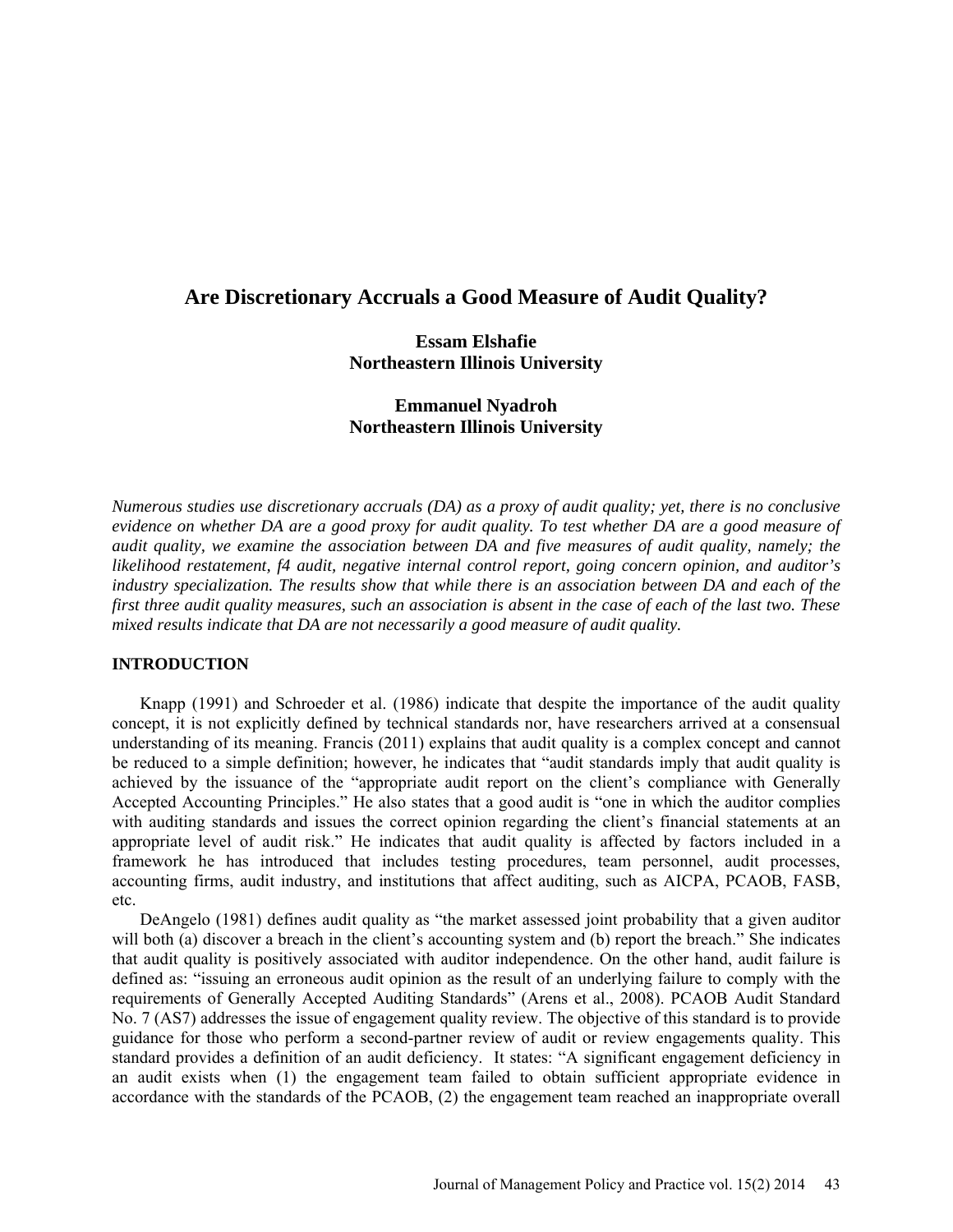# Are Discretionary Accruals a Good Measure of Audit Quality?

**Essam Elshafie**
**Northeastern Illinois University**

**Emmanuel Nyadroh**
**Northeastern Illinois University**

*Numerous studies use discretionary accruals (DA) as a proxy of audit quality; yet, there is no conclusive evidence on whether DA are a good proxy for audit quality. To test whether DA are a good measure of audit quality, we examine the association between DA and five measures of audit quality, namely; the likelihood restatement, f4 audit, negative internal control report, going concern opinion, and auditor's industry specialization. The results show that while there is an association between DA and each of the first three audit quality measures, such an association is absent in the case of each of the last two. These mixed results indicate that DA are not necessarily a good measure of audit quality.*

## INTRODUCTION

Knapp (1991) and Schroeder et al. (1986) indicate that despite the importance of the audit quality concept, it is not explicitly defined by technical standards nor, have researchers arrived at a consensual understanding of its meaning. Francis (2011) explains that audit quality is a complex concept and cannot be reduced to a simple definition; however, he indicates that "audit standards imply that audit quality is achieved by the issuance of the "appropriate audit report on the client's compliance with Generally Accepted Accounting Principles." He also states that a good audit is "one in which the auditor complies with auditing standards and issues the correct opinion regarding the client's financial statements at an appropriate level of audit risk." He indicates that audit quality is affected by factors included in a framework he has introduced that includes testing procedures, team personnel, audit processes, accounting firms, audit industry, and institutions that affect auditing, such as AICPA, PCAOB, FASB, etc.

DeAngelo (1981) defines audit quality as "the market assessed joint probability that a given auditor will both (a) discover a breach in the client's accounting system and (b) report the breach." She indicates that audit quality is positively associated with auditor independence. On the other hand, audit failure is defined as: "issuing an erroneous audit opinion as the result of an underlying failure to comply with the requirements of Generally Accepted Auditing Standards" (Arens et al., 2008). PCAOB Audit Standard No. 7 (AS7) addresses the issue of engagement quality review. The objective of this standard is to provide guidance for those who perform a second-partner review of audit or review engagements quality. This standard provides a definition of an audit deficiency. It states: "A significant engagement deficiency in an audit exists when (1) the engagement team failed to obtain sufficient appropriate evidence in accordance with the standards of the PCAOB, (2) the engagement team reached an inappropriate overall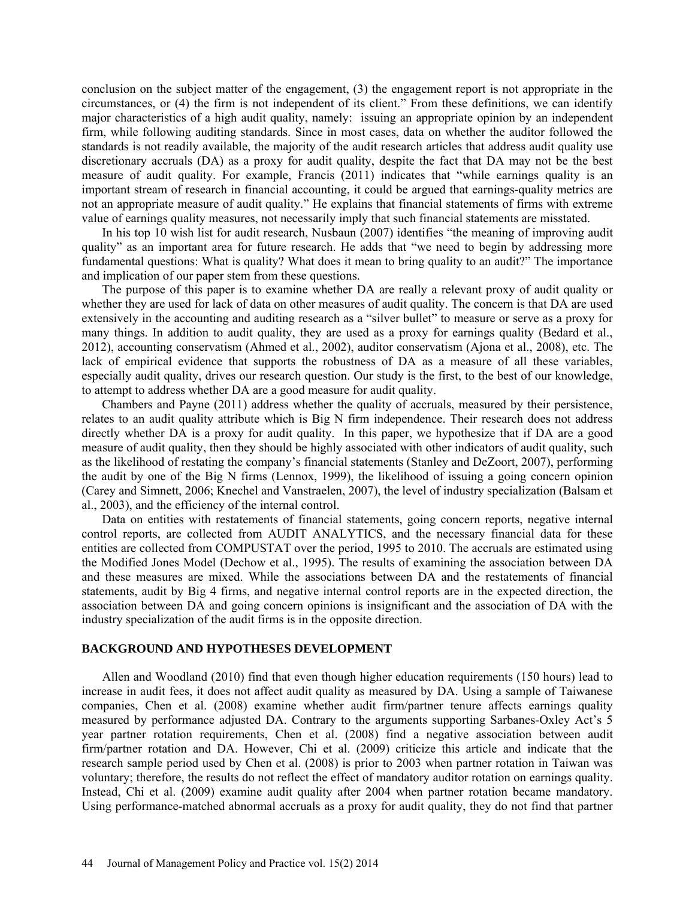conclusion on the subject matter of the engagement, (3) the engagement report is not appropriate in the circumstances, or (4) the firm is not independent of its client." From these definitions, we can identify major characteristics of a high audit quality, namely: issuing an appropriate opinion by an independent firm, while following auditing standards. Since in most cases, data on whether the auditor followed the standards is not readily available, the majority of the audit research articles that address audit quality use discretionary accruals (DA) as a proxy for audit quality, despite the fact that DA may not be the best measure of audit quality. For example, Francis (2011) indicates that "while earnings quality is an important stream of research in financial accounting, it could be argued that earnings-quality metrics are not an appropriate measure of audit quality." He explains that financial statements of firms with extreme value of earnings quality measures, not necessarily imply that such financial statements are misstated.

In his top 10 wish list for audit research, Nusbaun (2007) identifies "the meaning of improving audit quality" as an important area for future research. He adds that "we need to begin by addressing more fundamental questions: What is quality? What does it mean to bring quality to an audit?" The importance and implication of our paper stem from these questions.

The purpose of this paper is to examine whether DA are really a relevant proxy of audit quality or whether they are used for lack of data on other measures of audit quality. The concern is that DA are used extensively in the accounting and auditing research as a "silver bullet" to measure or serve as a proxy for many things. In addition to audit quality, they are used as a proxy for earnings quality (Bedard et al., 2012), accounting conservatism (Ahmed et al., 2002), auditor conservatism (Ajona et al., 2008), etc. The lack of empirical evidence that supports the robustness of DA as a measure of all these variables, especially audit quality, drives our research question. Our study is the first, to the best of our knowledge, to attempt to address whether DA are a good measure for audit quality.

Chambers and Payne (2011) address whether the quality of accruals, measured by their persistence, relates to an audit quality attribute which is Big N firm independence. Their research does not address directly whether DA is a proxy for audit quality. In this paper, we hypothesize that if DA are a good measure of audit quality, then they should be highly associated with other indicators of audit quality, such as the likelihood of restating the company's financial statements (Stanley and DeZoort, 2007), performing the audit by one of the Big N firms (Lennox, 1999), the likelihood of issuing a going concern opinion (Carey and Simnett, 2006; Knechel and Vanstraelen, 2007), the level of industry specialization (Balsam et al., 2003), and the efficiency of the internal control.

Data on entities with restatements of financial statements, going concern reports, negative internal control reports, are collected from AUDIT ANALYTICS, and the necessary financial data for these entities are collected from COMPUSTAT over the period, 1995 to 2010. The accruals are estimated using the Modified Jones Model (Dechow et al., 1995). The results of examining the association between DA and these measures are mixed. While the associations between DA and the restatements of financial statements, audit by Big 4 firms, and negative internal control reports are in the expected direction, the association between DA and going concern opinions is insignificant and the association of DA with the industry specialization of the audit firms is in the opposite direction.

## BACKGROUND AND HYPOTHESES DEVELOPMENT

Allen and Woodland (2010) find that even though higher education requirements (150 hours) lead to increase in audit fees, it does not affect audit quality as measured by DA. Using a sample of Taiwanese companies, Chen et al. (2008) examine whether audit firm/partner tenure affects earnings quality measured by performance adjusted DA. Contrary to the arguments supporting Sarbanes-Oxley Act's 5 year partner rotation requirements, Chen et al. (2008) find a negative association between audit firm/partner rotation and DA. However, Chi et al. (2009) criticize this article and indicate that the research sample period used by Chen et al. (2008) is prior to 2003 when partner rotation in Taiwan was voluntary; therefore, the results do not reflect the effect of mandatory auditor rotation on earnings quality. Instead, Chi et al. (2009) examine audit quality after 2004 when partner rotation became mandatory. Using performance-matched abnormal accruals as a proxy for audit quality, they do not find that partner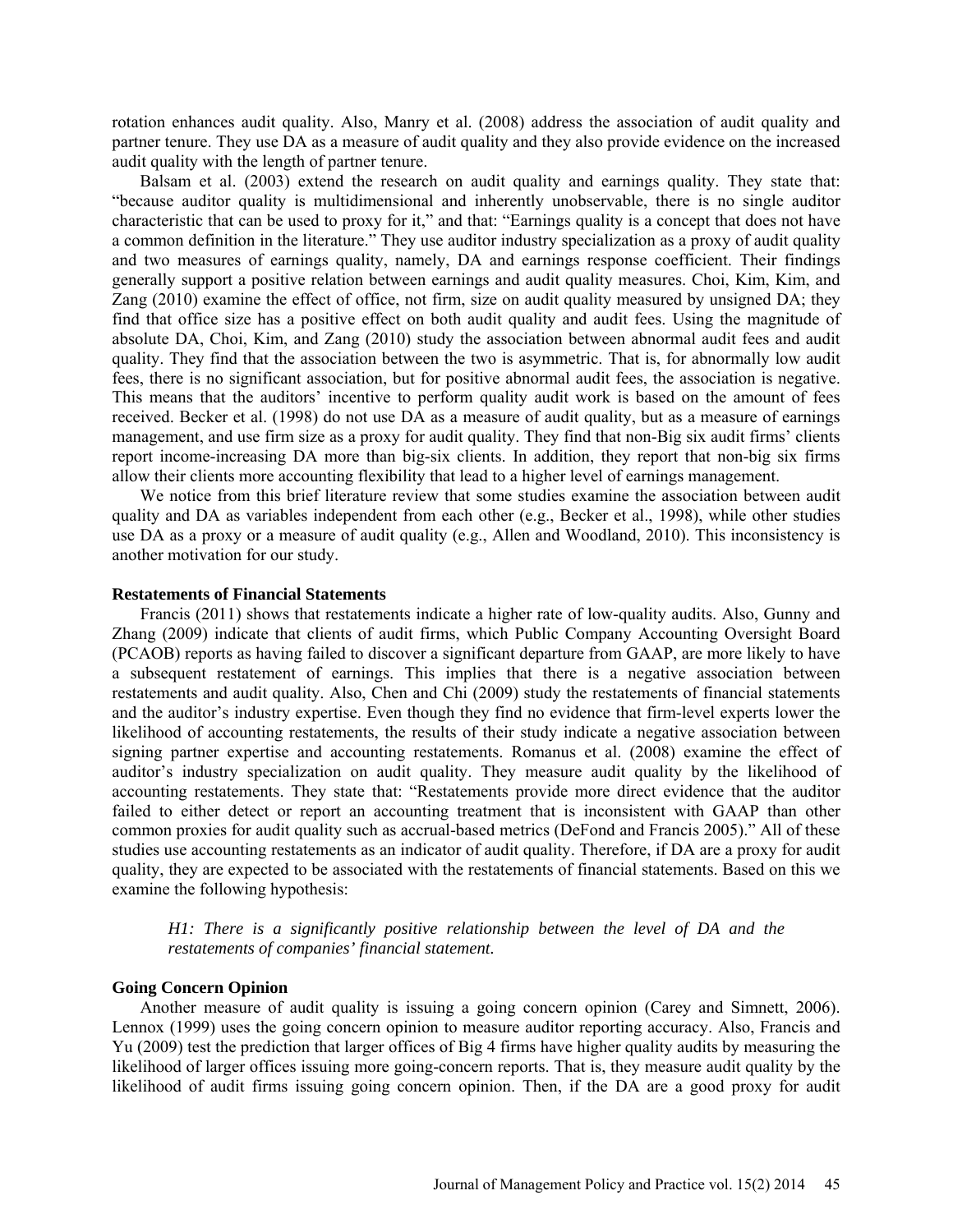rotation enhances audit quality. Also, Manry et al. (2008) address the association of audit quality and partner tenure. They use DA as a measure of audit quality and they also provide evidence on the increased audit quality with the length of partner tenure.

Balsam et al. (2003) extend the research on audit quality and earnings quality. They state that: "because auditor quality is multidimensional and inherently unobservable, there is no single auditor characteristic that can be used to proxy for it," and that: "Earnings quality is a concept that does not have a common definition in the literature." They use auditor industry specialization as a proxy of audit quality and two measures of earnings quality, namely, DA and earnings response coefficient. Their findings generally support a positive relation between earnings and audit quality measures. Choi, Kim, Kim, and Zang (2010) examine the effect of office, not firm, size on audit quality measured by unsigned DA; they find that office size has a positive effect on both audit quality and audit fees. Using the magnitude of absolute DA, Choi, Kim, and Zang (2010) study the association between abnormal audit fees and audit quality. They find that the association between the two is asymmetric. That is, for abnormally low audit fees, there is no significant association, but for positive abnormal audit fees, the association is negative. This means that the auditors' incentive to perform quality audit work is based on the amount of fees received. Becker et al. (1998) do not use DA as a measure of audit quality, but as a measure of earnings management, and use firm size as a proxy for audit quality. They find that non-Big six audit firms' clients report income-increasing DA more than big-six clients. In addition, they report that non-big six firms allow their clients more accounting flexibility that lead to a higher level of earnings management.

We notice from this brief literature review that some studies examine the association between audit quality and DA as variables independent from each other (e.g., Becker et al., 1998), while other studies use DA as a proxy or a measure of audit quality (e.g., Allen and Woodland, 2010). This inconsistency is another motivation for our study.

### Restatements of Financial Statements

Francis (2011) shows that restatements indicate a higher rate of low-quality audits. Also, Gunny and Zhang (2009) indicate that clients of audit firms, which Public Company Accounting Oversight Board (PCAOB) reports as having failed to discover a significant departure from GAAP, are more likely to have a subsequent restatement of earnings. This implies that there is a negative association between restatements and audit quality. Also, Chen and Chi (2009) study the restatements of financial statements and the auditor's industry expertise. Even though they find no evidence that firm-level experts lower the likelihood of accounting restatements, the results of their study indicate a negative association between signing partner expertise and accounting restatements. Romanus et al. (2008) examine the effect of auditor's industry specialization on audit quality. They measure audit quality by the likelihood of accounting restatements. They state that: "Restatements provide more direct evidence that the auditor failed to either detect or report an accounting treatment that is inconsistent with GAAP than other common proxies for audit quality such as accrual-based metrics (DeFond and Francis 2005)." All of these studies use accounting restatements as an indicator of audit quality. Therefore, if DA are a proxy for audit quality, they are expected to be associated with the restatements of financial statements. Based on this we examine the following hypothesis:

> *H1: There is a significantly positive relationship between the level of DA and the restatements of companies' financial statement.*

### Going Concern Opinion

Another measure of audit quality is issuing a going concern opinion (Carey and Simnett, 2006). Lennox (1999) uses the going concern opinion to measure auditor reporting accuracy. Also, Francis and Yu (2009) test the prediction that larger offices of Big 4 firms have higher quality audits by measuring the likelihood of larger offices issuing more going-concern reports. That is, they measure audit quality by the likelihood of audit firms issuing going concern opinion. Then, if the DA are a good proxy for audit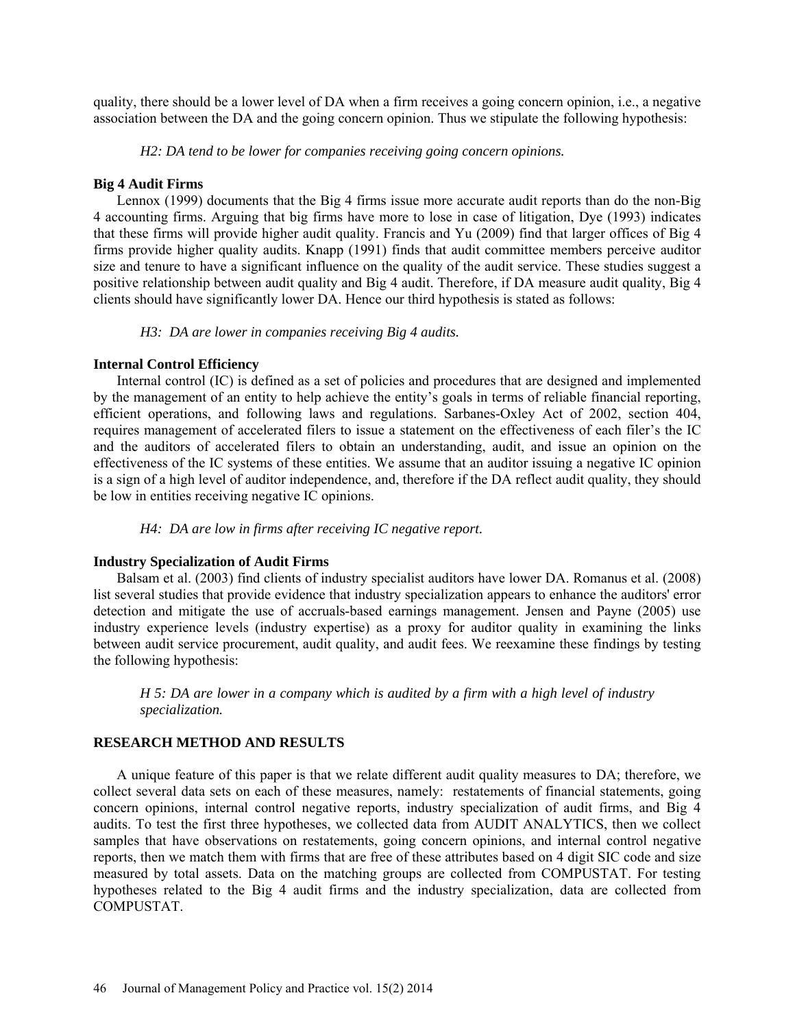quality, there should be a lower level of DA when a firm receives a going concern opinion, i.e., a negative association between the DA and the going concern opinion. Thus we stipulate the following hypothesis:

*H2: DA tend to be lower for companies receiving going concern opinions.*

**Big 4 Audit Firms**

Lennox (1999) documents that the Big 4 firms issue more accurate audit reports than do the non-Big 4 accounting firms. Arguing that big firms have more to lose in case of litigation, Dye (1993) indicates that these firms will provide higher audit quality. Francis and Yu (2009) find that larger offices of Big 4 firms provide higher quality audits. Knapp (1991) finds that audit committee members perceive auditor size and tenure to have a significant influence on the quality of the audit service. These studies suggest a positive relationship between audit quality and Big 4 audit. Therefore, if DA measure audit quality, Big 4 clients should have significantly lower DA. Hence our third hypothesis is stated as follows:

*H3: DA are lower in companies receiving Big 4 audits.*

**Internal Control Efficiency**

Internal control (IC) is defined as a set of policies and procedures that are designed and implemented by the management of an entity to help achieve the entity's goals in terms of reliable financial reporting, efficient operations, and following laws and regulations. Sarbanes-Oxley Act of 2002, section 404, requires management of accelerated filers to issue a statement on the effectiveness of each filer's the IC and the auditors of accelerated filers to obtain an understanding, audit, and issue an opinion on the effectiveness of the IC systems of these entities. We assume that an auditor issuing a negative IC opinion is a sign of a high level of auditor independence, and, therefore if the DA reflect audit quality, they should be low in entities receiving negative IC opinions.

*H4: DA are low in firms after receiving IC negative report.*

**Industry Specialization of Audit Firms**

Balsam et al. (2003) find clients of industry specialist auditors have lower DA. Romanus et al. (2008) list several studies that provide evidence that industry specialization appears to enhance the auditors' error detection and mitigate the use of accruals-based earnings management. Jensen and Payne (2005) use industry experience levels (industry expertise) as a proxy for auditor quality in examining the links between audit service procurement, audit quality, and audit fees. We reexamine these findings by testing the following hypothesis:

*H 5: DA are lower in a company which is audited by a firm with a high level of industry specialization.*

## RESEARCH METHOD AND RESULTS

A unique feature of this paper is that we relate different audit quality measures to DA; therefore, we collect several data sets on each of these measures, namely: restatements of financial statements, going concern opinions, internal control negative reports, industry specialization of audit firms, and Big 4 audits. To test the first three hypotheses, we collected data from AUDIT ANALYTICS, then we collect samples that have observations on restatements, going concern opinions, and internal control negative reports, then we match them with firms that are free of these attributes based on 4 digit SIC code and size measured by total assets. Data on the matching groups are collected from COMPUSTAT. For testing hypotheses related to the Big 4 audit firms and the industry specialization, data are collected from COMPUSTAT.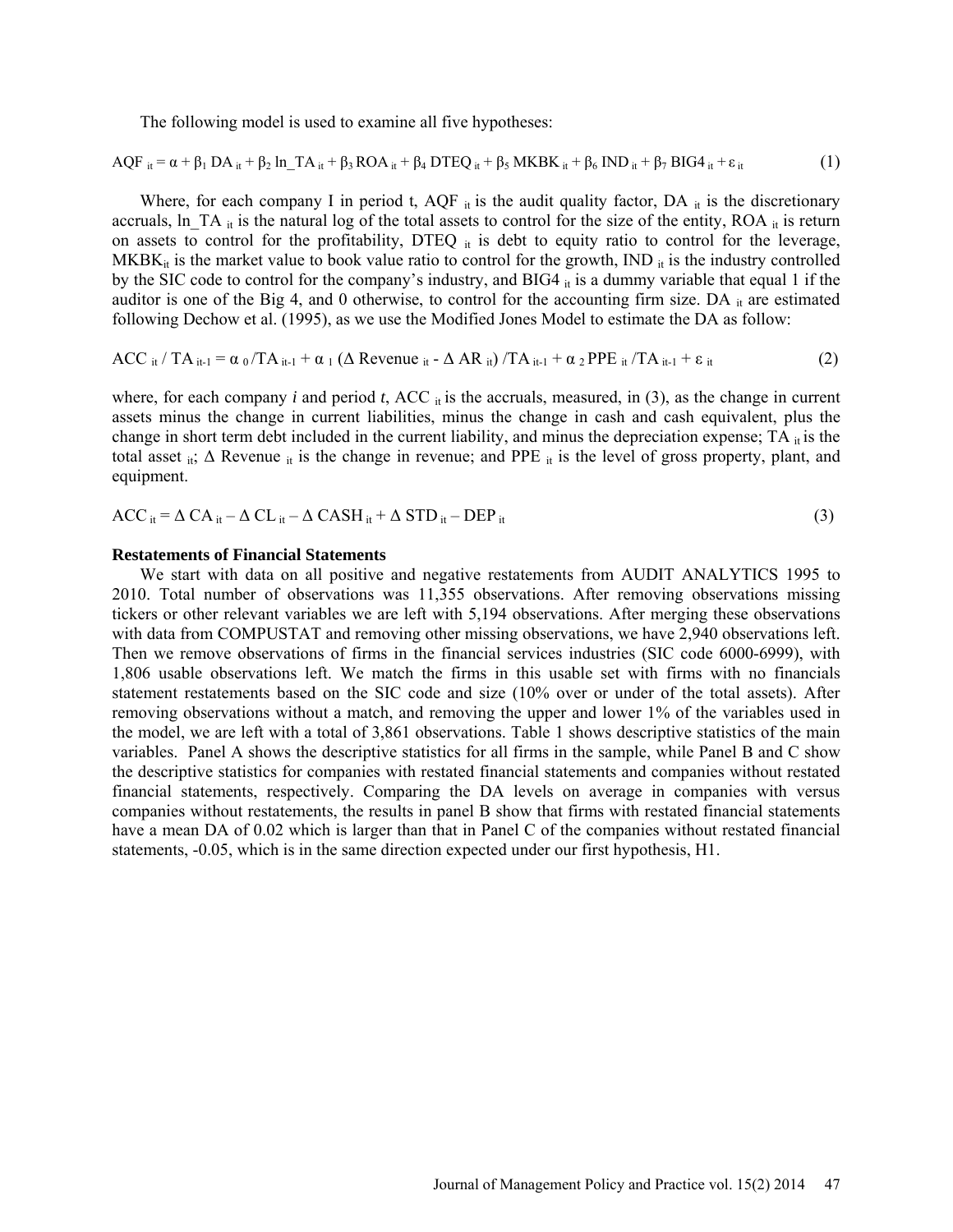The following model is used to examine all five hypotheses:

$$AQF_{it} = \alpha + \beta_1 DA_{it} + \beta_2 \ln\_TA_{it} + \beta_3 ROA_{it} + \beta_4 DTEQ_{it} + \beta_5 MKBK_{it} + \beta_6 IND_{it} + \beta_7 BIG4_{it} + \varepsilon_{it} \quad (1)$$

Where, for each company I in period t, $AQF_{it}$ is the audit quality factor, $DA_{it}$ is the discretionary accruals, $\ln\_TA_{it}$ is the natural log of the total assets to control for the size of the entity, $ROA_{it}$ is return on assets to control for the profitability, $DTEQ_{it}$ is debt to equity ratio to control for the leverage, $MKBK_{it}$ is the market value to book value ratio to control for the growth, $IND_{it}$ is the industry controlled by the SIC code to control for the company's industry, and $BIG4_{it}$ is a dummy variable that equal 1 if the auditor is one of the Big 4, and 0 otherwise, to control for the accounting firm size. $DA_{it}$ are estimated following Dechow et al. (1995), as we use the Modified Jones Model to estimate the DA as follow:

$$ACC_{it} / TA_{it-1} = \alpha_0 / TA_{it-1} + \alpha_1 (\Delta Revenue_{it} - \Delta AR_{it}) / TA_{it-1} + \alpha_2 PPE_{it} / TA_{it-1} + \varepsilon_{it} \quad (2)$$

where, for each company *i* and period *t*, $ACC_{it}$ is the accruals, measured, in (3), as the change in current assets minus the change in current liabilities, minus the change in cash and cash equivalent, plus the change in short term debt included in the current liability, and minus the depreciation expense; $TA_{it}$ is the total asset $_{it}$; $\Delta Revenue_{it}$ is the change in revenue; and $PPE_{it}$ is the level of gross property, plant, and equipment.

$$ACC_{it} = \Delta CA_{it} - \Delta CL_{it} - \Delta CASH_{it} + \Delta STD_{it} - DEP_{it} \quad (3)$$

**Restatements of Financial Statements**

We start with data on all positive and negative restatements from AUDIT ANALYTICS 1995 to 2010. Total number of observations was 11,355 observations. After removing observations missing tickers or other relevant variables we are left with 5,194 observations. After merging these observations with data from COMPUSTAT and removing other missing observations, we have 2,940 observations left. Then we remove observations of firms in the financial services industries (SIC code 6000-6999), with 1,806 usable observations left. We match the firms in this usable set with firms with no financials statement restatements based on the SIC code and size (10% over or under of the total assets). After removing observations without a match, and removing the upper and lower 1% of the variables used in the model, we are left with a total of 3,861 observations. Table 1 shows descriptive statistics of the main variables. Panel A shows the descriptive statistics for all firms in the sample, while Panel B and C show the descriptive statistics for companies with restated financial statements and companies without restated financial statements, respectively. Comparing the DA levels on average in companies with versus companies without restatements, the results in panel B show that firms with restated financial statements have a mean DA of 0.02 which is larger than that in Panel C of the companies without restated financial statements, -0.05, which is in the same direction expected under our first hypothesis, H1.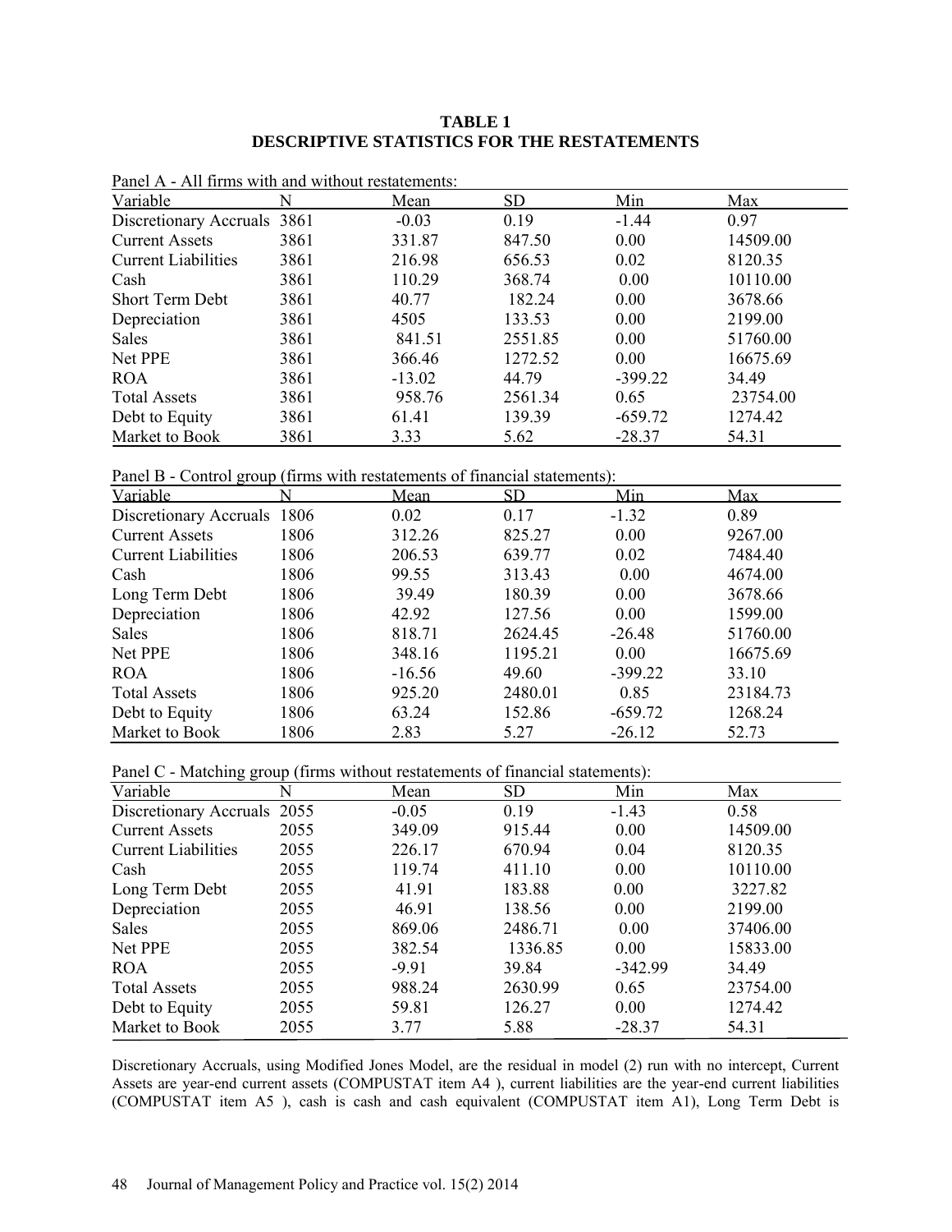**TABLE 1**
**DESCRIPTIVE STATISTICS FOR THE RESTATEMENTS**

Panel A - All firms with and without restatements:

| Variable | N | Mean | SD | Min | Max |
|---|---|---|---|---|---|
| Discretionary Accruals | 3861 | -0.03 | 0.19 | -1.44 | 0.97 |
| Current Assets | 3861 | 331.87 | 847.50 | 0.00 | 14509.00 |
| Current Liabilities | 3861 | 216.98 | 656.53 | 0.02 | 8120.35 |
| Cash | 3861 | 110.29 | 368.74 | 0.00 | 10110.00 |
| Short Term Debt | 3861 | 40.77 | 182.24 | 0.00 | 3678.66 |
| Depreciation | 3861 | 4505 | 133.53 | 0.00 | 2199.00 |
| Sales | 3861 | 841.51 | 2551.85 | 0.00 | 51760.00 |
| Net PPE | 3861 | 366.46 | 1272.52 | 0.00 | 16675.69 |
| ROA | 3861 | -13.02 | 44.79 | -399.22 | 34.49 |
| Total Assets | 3861 | 958.76 | 2561.34 | 0.65 | 23754.00 |
| Debt to Equity | 3861 | 61.41 | 139.39 | -659.72 | 1274.42 |
| Market to Book | 3861 | 3.33 | 5.62 | -28.37 | 54.31 |

Panel B - Control group (firms with restatements of financial statements):

| Variable | N | Mean | SD | Min | Max |
|---|---|---|---|---|---|
| Discretionary Accruals | 1806 | 0.02 | 0.17 | -1.32 | 0.89 |
| Current Assets | 1806 | 312.26 | 825.27 | 0.00 | 9267.00 |
| Current Liabilities | 1806 | 206.53 | 639.77 | 0.02 | 7484.40 |
| Cash | 1806 | 99.55 | 313.43 | 0.00 | 4674.00 |
| Long Term Debt | 1806 | 39.49 | 180.39 | 0.00 | 3678.66 |
| Depreciation | 1806 | 42.92 | 127.56 | 0.00 | 1599.00 |
| Sales | 1806 | 818.71 | 2624.45 | -26.48 | 51760.00 |
| Net PPE | 1806 | 348.16 | 1195.21 | 0.00 | 16675.69 |
| ROA | 1806 | -16.56 | 49.60 | -399.22 | 33.10 |
| Total Assets | 1806 | 925.20 | 2480.01 | 0.85 | 23184.73 |
| Debt to Equity | 1806 | 63.24 | 152.86 | -659.72 | 1268.24 |
| Market to Book | 1806 | 2.83 | 5.27 | -26.12 | 52.73 |

Panel C - Matching group (firms without restatements of financial statements):

| Variable | N | Mean | SD | Min | Max |
|---|---|---|---|---|---|
| Discretionary Accruals | 2055 | -0.05 | 0.19 | -1.43 | 0.58 |
| Current Assets | 2055 | 349.09 | 915.44 | 0.00 | 14509.00 |
| Current Liabilities | 2055 | 226.17 | 670.94 | 0.04 | 8120.35 |
| Cash | 2055 | 119.74 | 411.10 | 0.00 | 10110.00 |
| Long Term Debt | 2055 | 41.91 | 183.88 | 0.00 | 3227.82 |
| Depreciation | 2055 | 46.91 | 138.56 | 0.00 | 2199.00 |
| Sales | 2055 | 869.06 | 2486.71 | 0.00 | 37406.00 |
| Net PPE | 2055 | 382.54 | 1336.85 | 0.00 | 15833.00 |
| ROA | 2055 | -9.91 | 39.84 | -342.99 | 34.49 |
| Total Assets | 2055 | 988.24 | 2630.99 | 0.65 | 23754.00 |
| Debt to Equity | 2055 | 59.81 | 126.27 | 0.00 | 1274.42 |
| Market to Book | 2055 | 3.77 | 5.88 | -28.37 | 54.31 |

Discretionary Accruals, using Modified Jones Model, are the residual in model (2) run with no intercept, Current Assets are year-end current assets (COMPUSTAT item A4 ), current liabilities are the year-end current liabilities (COMPUSTAT item A5 ), cash is cash and cash equivalent (COMPUSTAT item A1), Long Term Debt is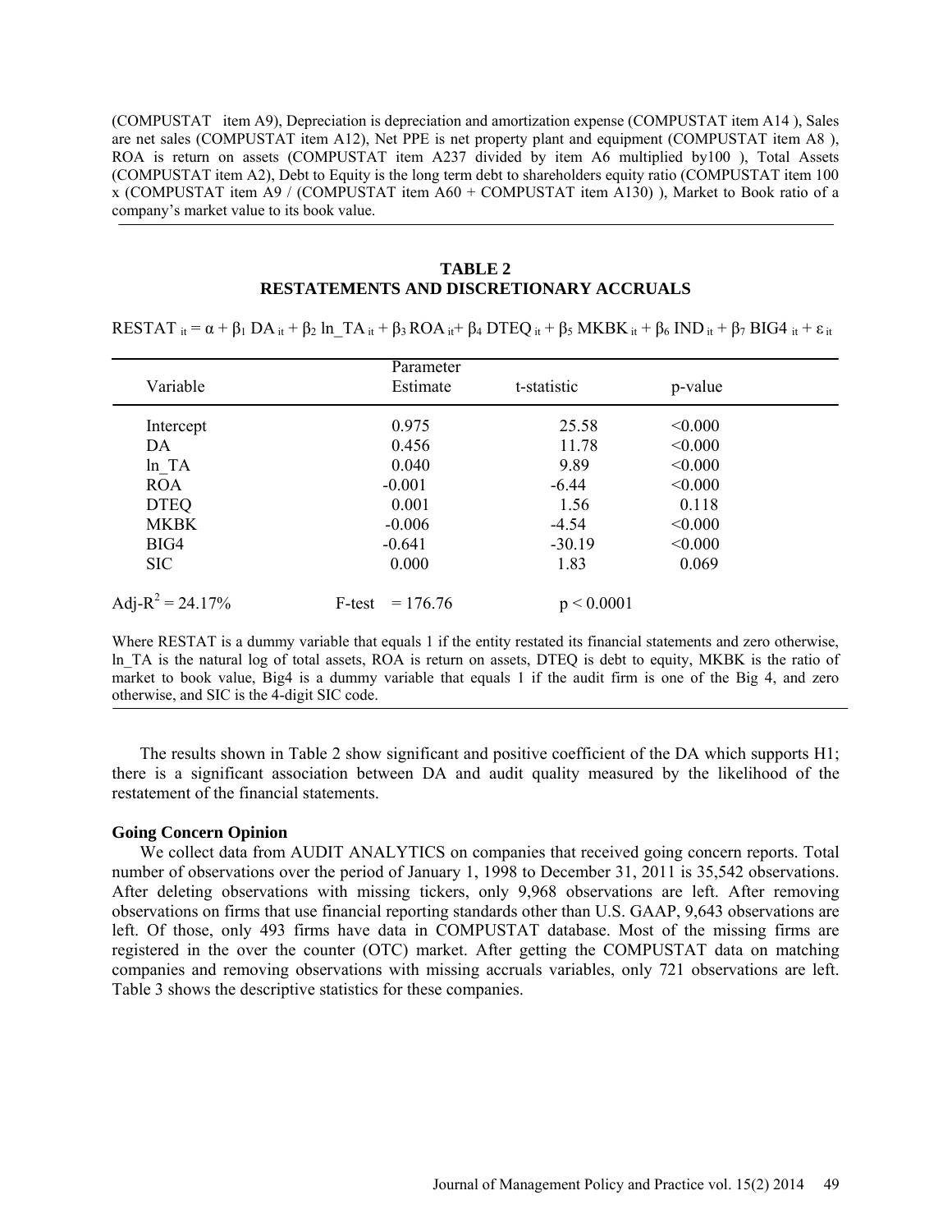(COMPUSTAT item A9), Depreciation is depreciation and amortization expense (COMPUSTAT item A14 ), Sales are net sales (COMPUSTAT item A12), Net PPE is net property plant and equipment (COMPUSTAT item A8 ), ROA is return on assets (COMPUSTAT item A237 divided by item A6 multiplied by100 ), Total Assets (COMPUSTAT item A2), Debt to Equity is the long term debt to shareholders equity ratio (COMPUSTAT item 100 x (COMPUSTAT item A9 / (COMPUSTAT item A60 + COMPUSTAT item A130) ), Market to Book ratio of a company's market value to its book value.

**TABLE 2**
**RESTATEMENTS AND DISCRETIONARY ACCRUALS**

$$RESTAT_{it} = \alpha + \beta_1 DA_{it} + \beta_2 \ln\_TA_{it} + \beta_3 ROA_{it} + \beta_4 DTEQ_{it} + \beta_5 MKBK_{it} + \beta_6 IND_{it} + \beta_7 BIG4_{it} + \varepsilon_{it}$$

| Variable | Parameter Estimate | t-statistic | p-value |
|---|---|---|---|
| Intercept | 0.975 | 25.58 | <0.000 |
| DA | 0.456 | 11.78 | <0.000 |
| ln_TA | 0.040 | 9.89 | <0.000 |
| ROA | -0.001 | -6.44 | <0.000 |
| DTEQ | 0.001 | 1.56 | 0.118 |
| MKBK | -0.006 | -4.54 | <0.000 |
| BIG4 | -0.641 | -30.19 | <0.000 |
| SIC | 0.000 | 1.83 | 0.069 |
| Adj-$R^2$ = 24.17% | F-test = 176.76 | $p < 0.0001$ | |

Where RESTAT is a dummy variable that equals 1 if the entity restated its financial statements and zero otherwise, ln_TA is the natural log of total assets, ROA is return on assets, DTEQ is debt to equity, MKBK is the ratio of market to book value, Big4 is a dummy variable that equals 1 if the audit firm is one of the Big 4, and zero otherwise, and SIC is the 4-digit SIC code.

The results shown in Table 2 show significant and positive coefficient of the DA which supports H1; there is a significant association between DA and audit quality measured by the likelihood of the restatement of the financial statements.

**Going Concern Opinion**

We collect data from AUDIT ANALYTICS on companies that received going concern reports. Total number of observations over the period of January 1, 1998 to December 31, 2011 is 35,542 observations. After deleting observations with missing tickers, only 9,968 observations are left. After removing observations on firms that use financial reporting standards other than U.S. GAAP, 9,643 observations are left. Of those, only 493 firms have data in COMPUSTAT database. Most of the missing firms are registered in the over the counter (OTC) market. After getting the COMPUSTAT data on matching companies and removing observations with missing accruals variables, only 721 observations are left. Table 3 shows the descriptive statistics for these companies.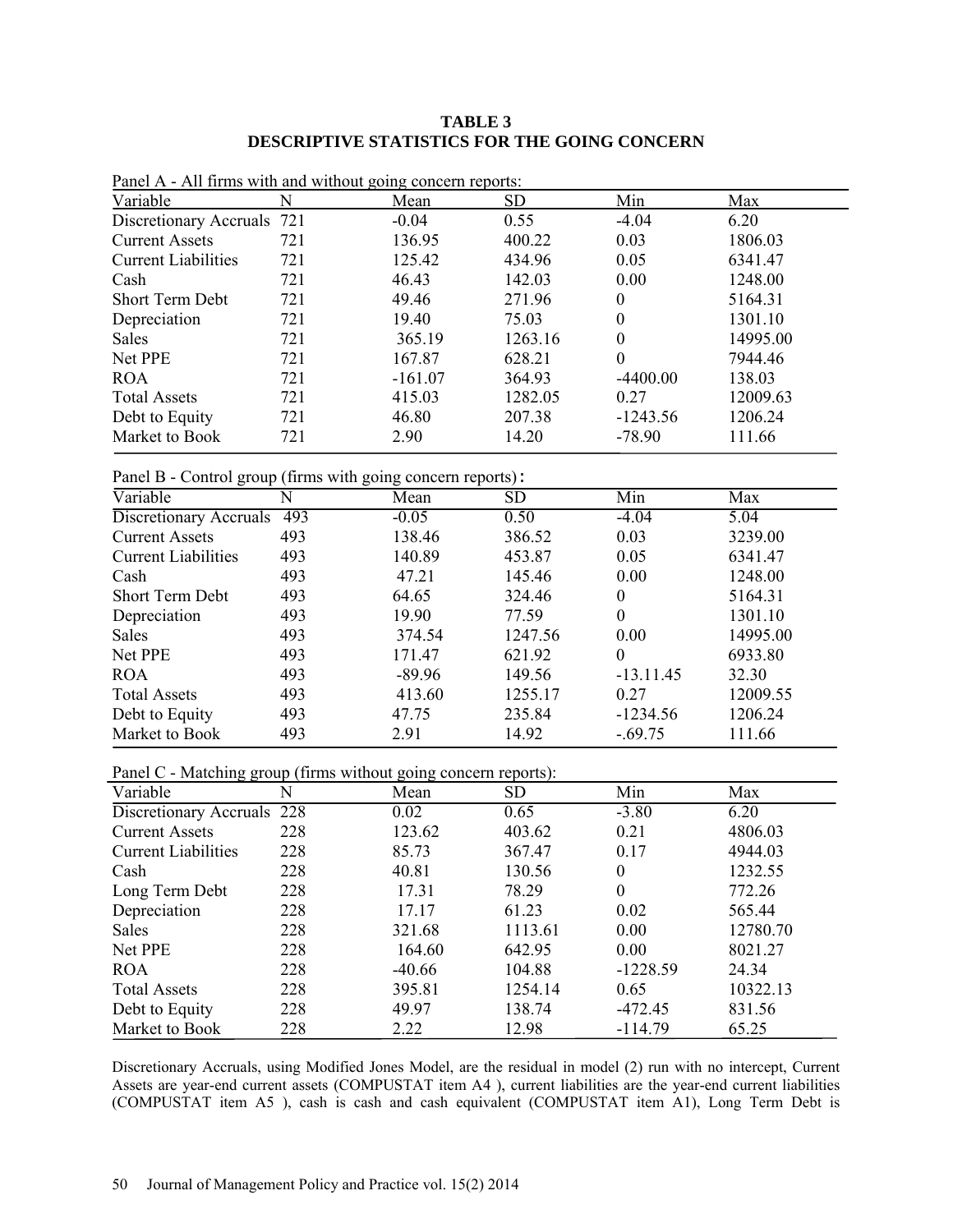**TABLE 3**
**DESCRIPTIVE STATISTICS FOR THE GOING CONCERN**

Panel A - All firms with and without going concern reports:

| Variable | N | Mean | SD | Min | Max |
|---|---|---|---|---|---|
| Discretionary Accruals | 721 | -0.04 | 0.55 | -4.04 | 6.20 |
| Current Assets | 721 | 136.95 | 400.22 | 0.03 | 1806.03 |
| Current Liabilities | 721 | 125.42 | 434.96 | 0.05 | 6341.47 |
| Cash | 721 | 46.43 | 142.03 | 0.00 | 1248.00 |
| Short Term Debt | 721 | 49.46 | 271.96 | 0 | 5164.31 |
| Depreciation | 721 | 19.40 | 75.03 | 0 | 1301.10 |
| Sales | 721 | 365.19 | 1263.16 | 0 | 14995.00 |
| Net PPE | 721 | 167.87 | 628.21 | 0 | 7944.46 |
| ROA | 721 | -161.07 | 364.93 | -4400.00 | 138.03 |
| Total Assets | 721 | 415.03 | 1282.05 | 0.27 | 12009.63 |
| Debt to Equity | 721 | 46.80 | 207.38 | -1243.56 | 1206.24 |
| Market to Book | 721 | 2.90 | 14.20 | -78.90 | 111.66 |

Panel B - Control group (firms with going concern reports):

| Variable | N | Mean | SD | Min | Max |
|---|---|---|---|---|---|
| Discretionary Accruals | 493 | -0.05 | 0.50 | -4.04 | 5.04 |
| Current Assets | 493 | 138.46 | 386.52 | 0.03 | 3239.00 |
| Current Liabilities | 493 | 140.89 | 453.87 | 0.05 | 6341.47 |
| Cash | 493 | 47.21 | 145.46 | 0.00 | 1248.00 |
| Short Term Debt | 493 | 64.65 | 324.46 | 0 | 5164.31 |
| Depreciation | 493 | 19.90 | 77.59 | 0 | 1301.10 |
| Sales | 493 | 374.54 | 1247.56 | 0.00 | 14995.00 |
| Net PPE | 493 | 171.47 | 621.92 | 0 | 6933.80 |
| ROA | 493 | -89.96 | 149.56 | -13.11.45 | 32.30 |
| Total Assets | 493 | 413.60 | 1255.17 | 0.27 | 12009.55 |
| Debt to Equity | 493 | 47.75 | 235.84 | -1234.56 | 1206.24 |
| Market to Book | 493 | 2.91 | 14.92 | -.69.75 | 111.66 |

Panel C - Matching group (firms without going concern reports):

| Variable | N | Mean | SD | Min | Max |
|---|---|---|---|---|---|
| Discretionary Accruals | 228 | 0.02 | 0.65 | -3.80 | 6.20 |
| Current Assets | 228 | 123.62 | 403.62 | 0.21 | 4806.03 |
| Current Liabilities | 228 | 85.73 | 367.47 | 0.17 | 4944.03 |
| Cash | 228 | 40.81 | 130.56 | 0 | 1232.55 |
| Long Term Debt | 228 | 17.31 | 78.29 | 0 | 772.26 |
| Depreciation | 228 | 17.17 | 61.23 | 0.02 | 565.44 |
| Sales | 228 | 321.68 | 1113.61 | 0.00 | 12780.70 |
| Net PPE | 228 | 164.60 | 642.95 | 0.00 | 8021.27 |
| ROA | 228 | -40.66 | 104.88 | -1228.59 | 24.34 |
| Total Assets | 228 | 395.81 | 1254.14 | 0.65 | 10322.13 |
| Debt to Equity | 228 | 49.97 | 138.74 | -472.45 | 831.56 |
| Market to Book | 228 | 2.22 | 12.98 | -114.79 | 65.25 |

Discretionary Accruals, using Modified Jones Model, are the residual in model (2) run with no intercept, Current Assets are year-end current assets (COMPUSTAT item A4 ), current liabilities are the year-end current liabilities (COMPUSTAT item A5 ), cash is cash and cash equivalent (COMPUSTAT item A1), Long Term Debt is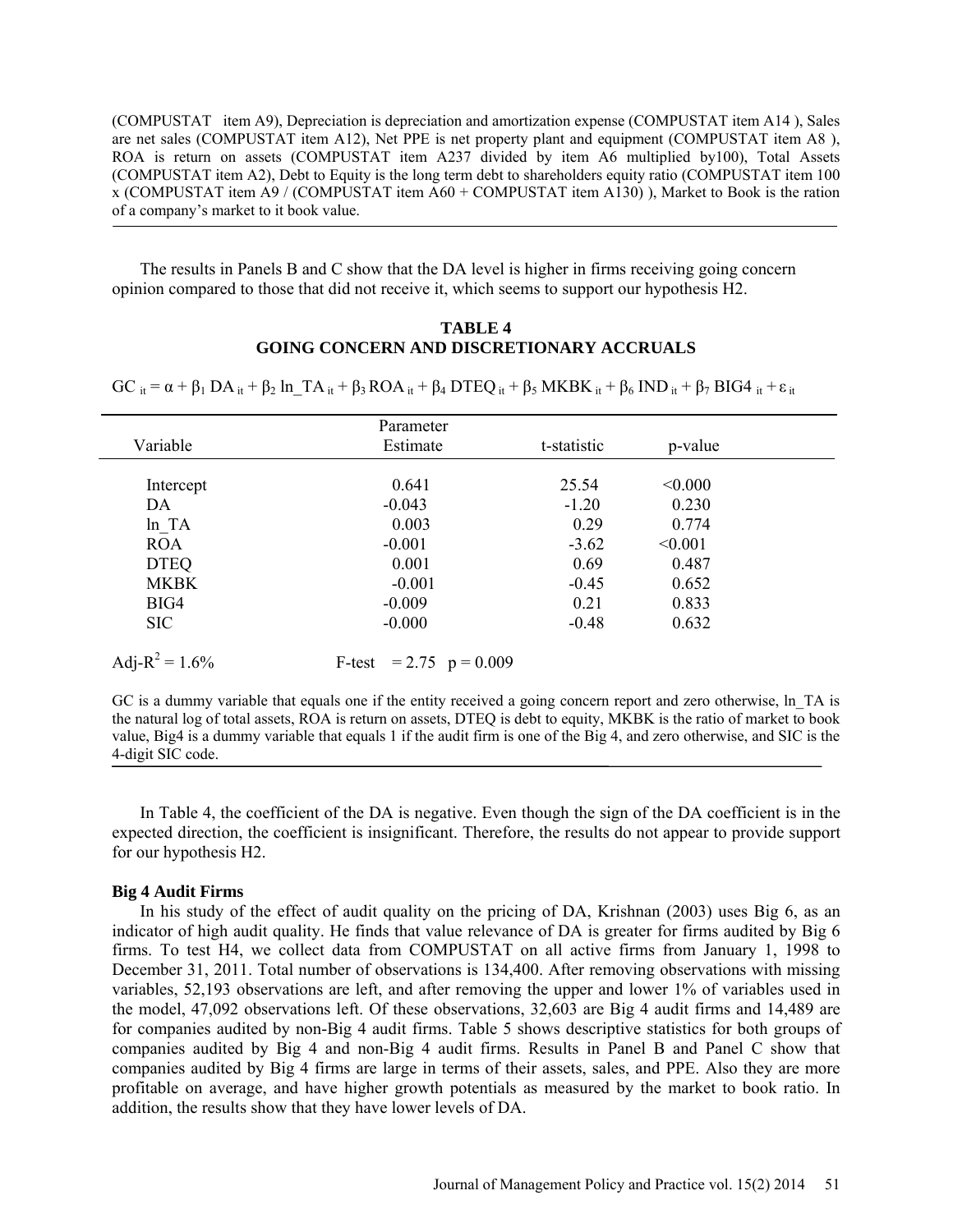(COMPUSTAT item A9), Depreciation is depreciation and amortization expense (COMPUSTAT item A14 ), Sales are net sales (COMPUSTAT item A12), Net PPE is net property plant and equipment (COMPUSTAT item A8 ), ROA is return on assets (COMPUSTAT item A237 divided by item A6 multiplied by100), Total Assets (COMPUSTAT item A2), Debt to Equity is the long term debt to shareholders equity ratio (COMPUSTAT item 100 x (COMPUSTAT item A9 / (COMPUSTAT item A60 + COMPUSTAT item A130) ), Market to Book is the ration of a company's market to it book value.

The results in Panels B and C show that the DA level is higher in firms receiving going concern opinion compared to those that did not receive it, which seems to support our hypothesis H2.

**TABLE 4**
**GOING CONCERN AND DISCRETIONARY ACCRUALS**

$$GC_{it} = \alpha + \beta_1 DA_{it} + \beta_2 ln\_TA_{it} + \beta_3 ROA_{it} + \beta_4 DTEQ_{it} + \beta_5 MKBK_{it} + \beta_6 IND_{it} + \beta_7 BIG4_{it} + \varepsilon_{it}$$

| Variable | Parameter Estimate | t-statistic | p-value |
|---|---|---|---|
| Intercept | 0.641 | 25.54 | <0.000 |
| DA | -0.043 | -1.20 | 0.230 |
| ln_TA | 0.003 | 0.29 | 0.774 |
| ROA | -0.001 | -3.62 | <0.001 |
| DTEQ | 0.001 | 0.69 | 0.487 |
| MKBK | -0.001 | -0.45 | 0.652 |
| BIG4 | -0.009 | 0.21 | 0.833 |
| SIC | -0.000 | -0.48 | 0.632 |

Adj-$R^2$ = 1.6% F-test = 2.75 p = 0.009

GC is a dummy variable that equals one if the entity received a going concern report and zero otherwise, ln_TA is the natural log of total assets, ROA is return on assets, DTEQ is debt to equity, MKBK is the ratio of market to book value, Big4 is a dummy variable that equals 1 if the audit firm is one of the Big 4, and zero otherwise, and SIC is the 4-digit SIC code.

In Table 4, the coefficient of the DA is negative. Even though the sign of the DA coefficient is in the expected direction, the coefficient is insignificant. Therefore, the results do not appear to provide support for our hypothesis H2.

### Big 4 Audit Firms

In his study of the effect of audit quality on the pricing of DA, Krishnan (2003) uses Big 6, as an indicator of high audit quality. He finds that value relevance of DA is greater for firms audited by Big 6 firms. To test H4, we collect data from COMPUSTAT on all active firms from January 1, 1998 to December 31, 2011. Total number of observations is 134,400. After removing observations with missing variables, 52,193 observations are left, and after removing the upper and lower 1% of variables used in the model, 47,092 observations left. Of these observations, 32,603 are Big 4 audit firms and 14,489 are for companies audited by non-Big 4 audit firms. Table 5 shows descriptive statistics for both groups of companies audited by Big 4 and non-Big 4 audit firms. Results in Panel B and Panel C show that companies audited by Big 4 firms are large in terms of their assets, sales, and PPE. Also they are more profitable on average, and have higher growth potentials as measured by the market to book ratio. In addition, the results show that they have lower levels of DA.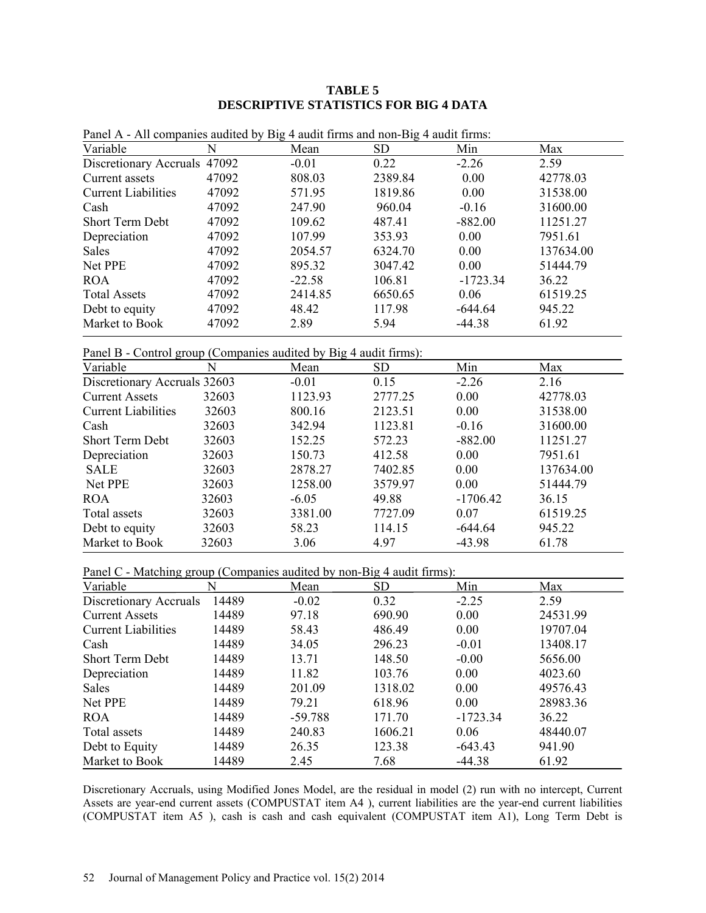**TABLE 5**
**DESCRIPTIVE STATISTICS FOR BIG 4 DATA**

Panel A - All companies audited by Big 4 audit firms and non-Big 4 audit firms:

| Variable | N | Mean | SD | Min | Max |
|---|---|---|---|---|---|
| Discretionary Accruals | 47092 | -0.01 | 0.22 | -2.26 | 2.59 |
| Current assets | 47092 | 808.03 | 2389.84 | 0.00 | 42778.03 |
| Current Liabilities | 47092 | 571.95 | 1819.86 | 0.00 | 31538.00 |
| Cash | 47092 | 247.90 | 960.04 | -0.16 | 31600.00 |
| Short Term Debt | 47092 | 109.62 | 487.41 | -882.00 | 11251.27 |
| Depreciation | 47092 | 107.99 | 353.93 | 0.00 | 7951.61 |
| Sales | 47092 | 2054.57 | 6324.70 | 0.00 | 137634.00 |
| Net PPE | 47092 | 895.32 | 3047.42 | 0.00 | 51444.79 |
| ROA | 47092 | -22.58 | 106.81 | -1723.34 | 36.22 |
| Total Assets | 47092 | 2414.85 | 6650.65 | 0.06 | 61519.25 |
| Debt to equity | 47092 | 48.42 | 117.98 | -644.64 | 945.22 |
| Market to Book | 47092 | 2.89 | 5.94 | -44.38 | 61.92 |

Panel B - Control group (Companies audited by Big 4 audit firms):

| Variable | N | Mean | SD | Min | Max |
|---|---|---|---|---|---|
| Discretionary Accruals | 32603 | -0.01 | 0.15 | -2.26 | 2.16 |
| Current Assets | 32603 | 1123.93 | 2777.25 | 0.00 | 42778.03 |
| Current Liabilities | 32603 | 800.16 | 2123.51 | 0.00 | 31538.00 |
| Cash | 32603 | 342.94 | 1123.81 | -0.16 | 31600.00 |
| Short Term Debt | 32603 | 152.25 | 572.23 | -882.00 | 11251.27 |
| Depreciation | 32603 | 150.73 | 412.58 | 0.00 | 7951.61 |
| SALE | 32603 | 2878.27 | 7402.85 | 0.00 | 137634.00 |
| Net PPE | 32603 | 1258.00 | 3579.97 | 0.00 | 51444.79 |
| ROA | 32603 | -6.05 | 49.88 | -1706.42 | 36.15 |
| Total assets | 32603 | 3381.00 | 7727.09 | 0.07 | 61519.25 |
| Debt to equity | 32603 | 58.23 | 114.15 | -644.64 | 945.22 |
| Market to Book | 32603 | 3.06 | 4.97 | -43.98 | 61.78 |

Panel C - Matching group (Companies audited by non-Big 4 audit firms):

| Variable | N | Mean | SD | Min | Max |
|---|---|---|---|---|---|
| Discretionary Accruals | 14489 | -0.02 | 0.32 | -2.25 | 2.59 |
| Current Assets | 14489 | 97.18 | 690.90 | 0.00 | 24531.99 |
| Current Liabilities | 14489 | 58.43 | 486.49 | 0.00 | 19707.04 |
| Cash | 14489 | 34.05 | 296.23 | -0.01 | 13408.17 |
| Short Term Debt | 14489 | 13.71 | 148.50 | -0.00 | 5656.00 |
| Depreciation | 14489 | 11.82 | 103.76 | 0.00 | 4023.60 |
| Sales | 14489 | 201.09 | 1318.02 | 0.00 | 49576.43 |
| Net PPE | 14489 | 79.21 | 618.96 | 0.00 | 28983.36 |
| ROA | 14489 | -59.788 | 171.70 | -1723.34 | 36.22 |
| Total assets | 14489 | 240.83 | 1606.21 | 0.06 | 48440.07 |
| Debt to Equity | 14489 | 26.35 | 123.38 | -643.43 | 941.90 |
| Market to Book | 14489 | 2.45 | 7.68 | -44.38 | 61.92 |

Discretionary Accruals, using Modified Jones Model, are the residual in model (2) run with no intercept, Current Assets are year-end current assets (COMPUSTAT item A4 ), current liabilities are the year-end current liabilities (COMPUSTAT item A5 ), cash is cash and cash equivalent (COMPUSTAT item A1), Long Term Debt is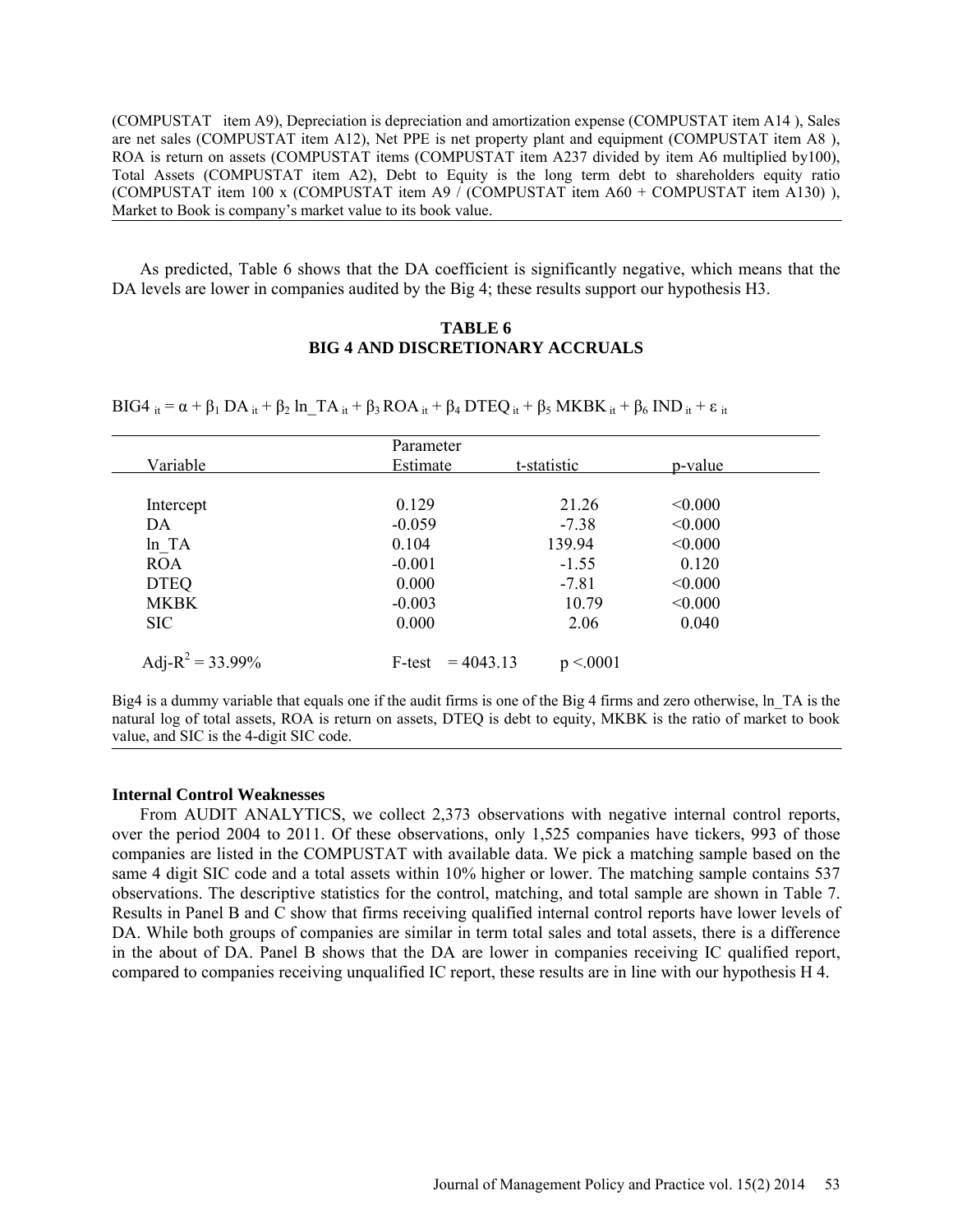(COMPUSTAT item A9), Depreciation is depreciation and amortization expense (COMPUSTAT item A14 ), Sales are net sales (COMPUSTAT item A12), Net PPE is net property plant and equipment (COMPUSTAT item A8 ), ROA is return on assets (COMPUSTAT items (COMPUSTAT item A237 divided by item A6 multiplied by100), Total Assets (COMPUSTAT item A2), Debt to Equity is the long term debt to shareholders equity ratio (COMPUSTAT item 100 x (COMPUSTAT item A9 / (COMPUSTAT item A60 + COMPUSTAT item A130) ), Market to Book is company's market value to its book value.

As predicted, Table 6 shows that the DA coefficient is significantly negative, which means that the DA levels are lower in companies audited by the Big 4; these results support our hypothesis H3.

**TABLE 6**
**BIG 4 AND DISCRETIONARY ACCRUALS**

$$BIG4_{it} = \alpha + \beta_1 DA_{it} + \beta_2 \ln\_TA_{it} + \beta_3 ROA_{it} + \beta_4 DTEQ_{it} + \beta_5 MKBK_{it} + \beta_6 IND_{it} + \varepsilon_{it}$$

| Variable | Parameter Estimate | t-statistic | p-value |
|---|---|---|---|
| Intercept | 0.129 | 21.26 | <0.000 |
| DA | -0.059 | -7.38 | <0.000 |
| ln_TA | 0.104 | 139.94 | <0.000 |
| ROA | -0.001 | -1.55 | 0.120 |
| DTEQ | 0.000 | -7.81 | <0.000 |
| MKBK | -0.003 | 10.79 | <0.000 |
| SIC | 0.000 | 2.06 | 0.040 |
| $\text{Adj-}R^2 = 33.99\%$ | F-test = 4043.13 | $p < .0001$ | |

Big4 is a dummy variable that equals one if the audit firms is one of the Big 4 firms and zero otherwise, ln_TA is the natural log of total assets, ROA is return on assets, DTEQ is debt to equity, MKBK is the ratio of market to book value, and SIC is the 4-digit SIC code.

### Internal Control Weaknesses

From AUDIT ANALYTICS, we collect 2,373 observations with negative internal control reports, over the period 2004 to 2011. Of these observations, only 1,525 companies have tickers, 993 of those companies are listed in the COMPUSTAT with available data. We pick a matching sample based on the same 4 digit SIC code and a total assets within 10% higher or lower. The matching sample contains 537 observations. The descriptive statistics for the control, matching, and total sample are shown in Table 7. Results in Panel B and C show that firms receiving qualified internal control reports have lower levels of DA. While both groups of companies are similar in term total sales and total assets, there is a difference in the about of DA. Panel B shows that the DA are lower in companies receiving IC qualified report, compared to companies receiving unqualified IC report, these results are in line with our hypothesis H 4.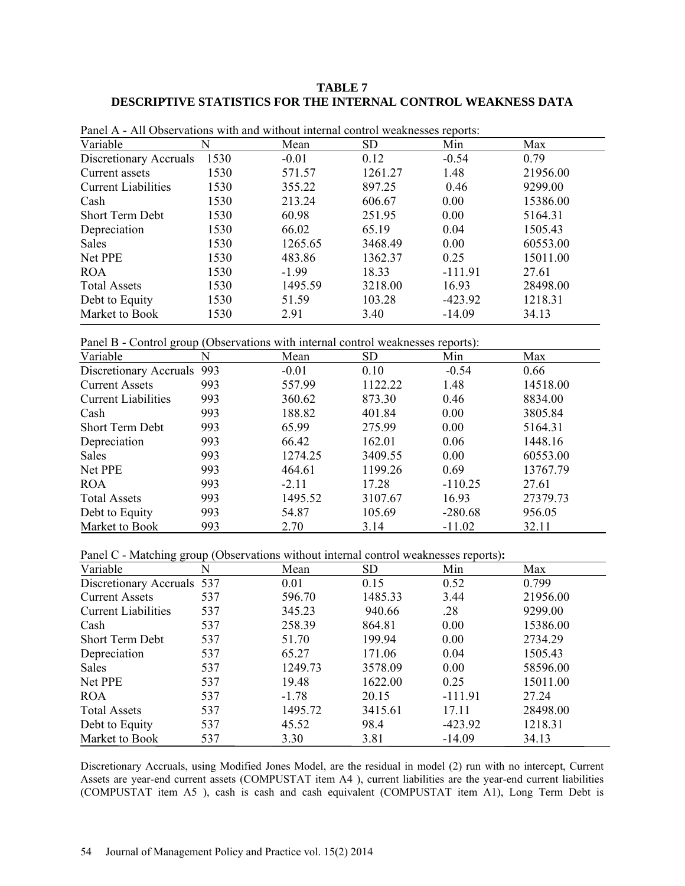**TABLE 7**
**DESCRIPTIVE STATISTICS FOR THE INTERNAL CONTROL WEAKNESS DATA**

Panel A - All Observations with and without internal control weaknesses reports:

| Variable | N | Mean | SD | Min | Max |
|---|---|---|---|---|---|
| Discretionary Accruals | 1530 | -0.01 | 0.12 | -0.54 | 0.79 |
| Current assets | 1530 | 571.57 | 1261.27 | 1.48 | 21956.00 |
| Current Liabilities | 1530 | 355.22 | 897.25 | 0.46 | 9299.00 |
| Cash | 1530 | 213.24 | 606.67 | 0.00 | 15386.00 |
| Short Term Debt | 1530 | 60.98 | 251.95 | 0.00 | 5164.31 |
| Depreciation | 1530 | 66.02 | 65.19 | 0.04 | 1505.43 |
| Sales | 1530 | 1265.65 | 3468.49 | 0.00 | 60553.00 |
| Net PPE | 1530 | 483.86 | 1362.37 | 0.25 | 15011.00 |
| ROA | 1530 | -1.99 | 18.33 | -111.91 | 27.61 |
| Total Assets | 1530 | 1495.59 | 3218.00 | 16.93 | 28498.00 |
| Debt to Equity | 1530 | 51.59 | 103.28 | -423.92 | 1218.31 |
| Market to Book | 1530 | 2.91 | 3.40 | -14.09 | 34.13 |

Panel B - Control group (Observations with internal control weaknesses reports):

| Variable | N | Mean | SD | Min | Max |
|---|---|---|---|---|---|
| Discretionary Accruals | 993 | -0.01 | 0.10 | -0.54 | 0.66 |
| Current Assets | 993 | 557.99 | 1122.22 | 1.48 | 14518.00 |
| Current Liabilities | 993 | 360.62 | 873.30 | 0.46 | 8834.00 |
| Cash | 993 | 188.82 | 401.84 | 0.00 | 3805.84 |
| Short Term Debt | 993 | 65.99 | 275.99 | 0.00 | 5164.31 |
| Depreciation | 993 | 66.42 | 162.01 | 0.06 | 1448.16 |
| Sales | 993 | 1274.25 | 3409.55 | 0.00 | 60553.00 |
| Net PPE | 993 | 464.61 | 1199.26 | 0.69 | 13767.79 |
| ROA | 993 | -2.11 | 17.28 | -110.25 | 27.61 |
| Total Assets | 993 | 1495.52 | 3107.67 | 16.93 | 27379.73 |
| Debt to Equity | 993 | 54.87 | 105.69 | -280.68 | 956.05 |
| Market to Book | 993 | 2.70 | 3.14 | -11.02 | 32.11 |

Panel C - Matching group (Observations without internal control weaknesses reports)**:**

| Variable | N | Mean | SD | Min | Max |
|---|---|---|---|---|---|
| Discretionary Accruals | 537 | 0.01 | 0.15 | 0.52 | 0.799 |
| Current Assets | 537 | 596.70 | 1485.33 | 3.44 | 21956.00 |
| Current Liabilities | 537 | 345.23 | 940.66 | .28 | 9299.00 |
| Cash | 537 | 258.39 | 864.81 | 0.00 | 15386.00 |
| Short Term Debt | 537 | 51.70 | 199.94 | 0.00 | 2734.29 |
| Depreciation | 537 | 65.27 | 171.06 | 0.04 | 1505.43 |
| Sales | 537 | 1249.73 | 3578.09 | 0.00 | 58596.00 |
| Net PPE | 537 | 19.48 | 1622.00 | 0.25 | 15011.00 |
| ROA | 537 | -1.78 | 20.15 | -111.91 | 27.24 |
| Total Assets | 537 | 1495.72 | 3415.61 | 17.11 | 28498.00 |
| Debt to Equity | 537 | 45.52 | 98.4 | -423.92 | 1218.31 |
| Market to Book | 537 | 3.30 | 3.81 | -14.09 | 34.13 |

Discretionary Accruals, using Modified Jones Model, are the residual in model (2) run with no intercept, Current Assets are year-end current assets (COMPUSTAT item A4 ), current liabilities are the year-end current liabilities (COMPUSTAT item A5 ), cash is cash and cash equivalent (COMPUSTAT item A1), Long Term Debt is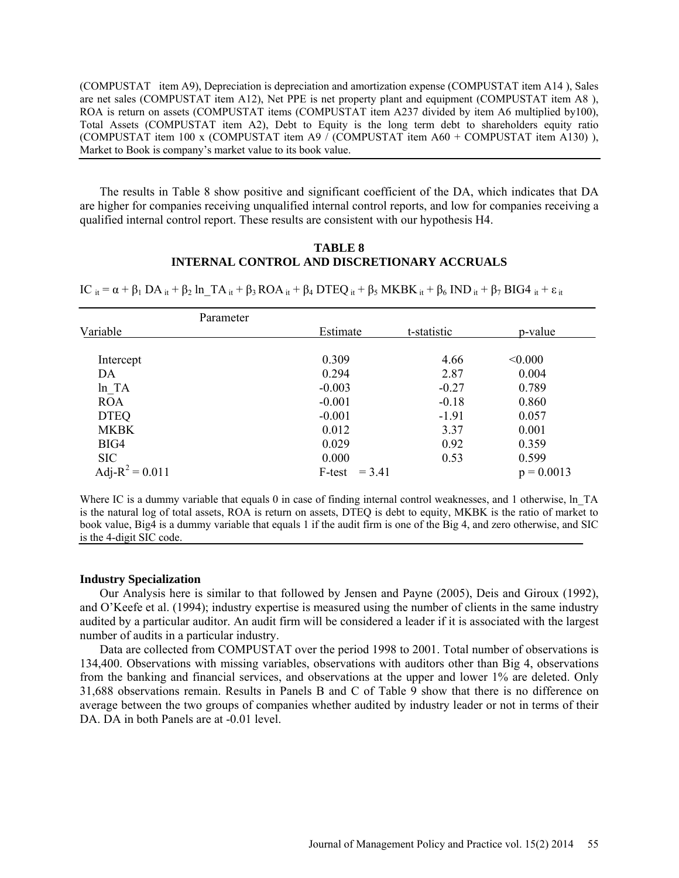(COMPUSTAT item A9), Depreciation is depreciation and amortization expense (COMPUSTAT item A14 ), Sales are net sales (COMPUSTAT item A12), Net PPE is net property plant and equipment (COMPUSTAT item A8 ), ROA is return on assets (COMPUSTAT items (COMPUSTAT item A237 divided by item A6 multiplied by100), Total Assets (COMPUSTAT item A2), Debt to Equity is the long term debt to shareholders equity ratio (COMPUSTAT item 100 x (COMPUSTAT item A9 / (COMPUSTAT item A60 + COMPUSTAT item A130) ), Market to Book is company's market value to its book value.

The results in Table 8 show positive and significant coefficient of the DA, which indicates that DA are higher for companies receiving unqualified internal control reports, and low for companies receiving a qualified internal control report. These results are consistent with our hypothesis H4.

**TABLE 8**
**INTERNAL CONTROL AND DISCRETIONARY ACCRUALS**

$IC_{it} = \alpha + \beta_1 DA_{it} + \beta_2 ln\_TA_{it} + \beta_3 ROA_{it} + \beta_4 DTEQ_{it} + \beta_5 MKBK_{it} + \beta_6 IND_{it} + \beta_7 BIG4_{it} + \varepsilon_{it}$

| Variable | Parameter Estimate | t-statistic | p-value |
|---|---|---|---|
| Intercept | 0.309 | 4.66 | <0.000 |
| DA | 0.294 | 2.87 | 0.004 |
| ln_TA | -0.003 | -0.27 | 0.789 |
| ROA | -0.001 | -0.18 | 0.860 |
| DTEQ | -0.001 | -1.91 | 0.057 |
| MKBK | 0.012 | 3.37 | 0.001 |
| BIG4 | 0.029 | 0.92 | 0.359 |
| SIC | 0.000 | 0.53 | 0.599 |
| Adj-$R^2$ = 0.011 | F-test = 3.41 | | p = 0.0013 |

Where IC is a dummy variable that equals 0 in case of finding internal control weaknesses, and 1 otherwise, ln_TA is the natural log of total assets, ROA is return on assets, DTEQ is debt to equity, MKBK is the ratio of market to book value, Big4 is a dummy variable that equals 1 if the audit firm is one of the Big 4, and zero otherwise, and SIC is the 4-digit SIC code.

### Industry Specialization

Our Analysis here is similar to that followed by Jensen and Payne (2005), Deis and Giroux (1992), and O'Keefe et al. (1994); industry expertise is measured using the number of clients in the same industry audited by a particular auditor. An audit firm will be considered a leader if it is associated with the largest number of audits in a particular industry.

Data are collected from COMPUSTAT over the period 1998 to 2001. Total number of observations is 134,400. Observations with missing variables, observations with auditors other than Big 4, observations from the banking and financial services, and observations at the upper and lower 1% are deleted. Only 31,688 observations remain. Results in Panels B and C of Table 9 show that there is no difference on average between the two groups of companies whether audited by industry leader or not in terms of their DA. DA in both Panels are at -0.01 level.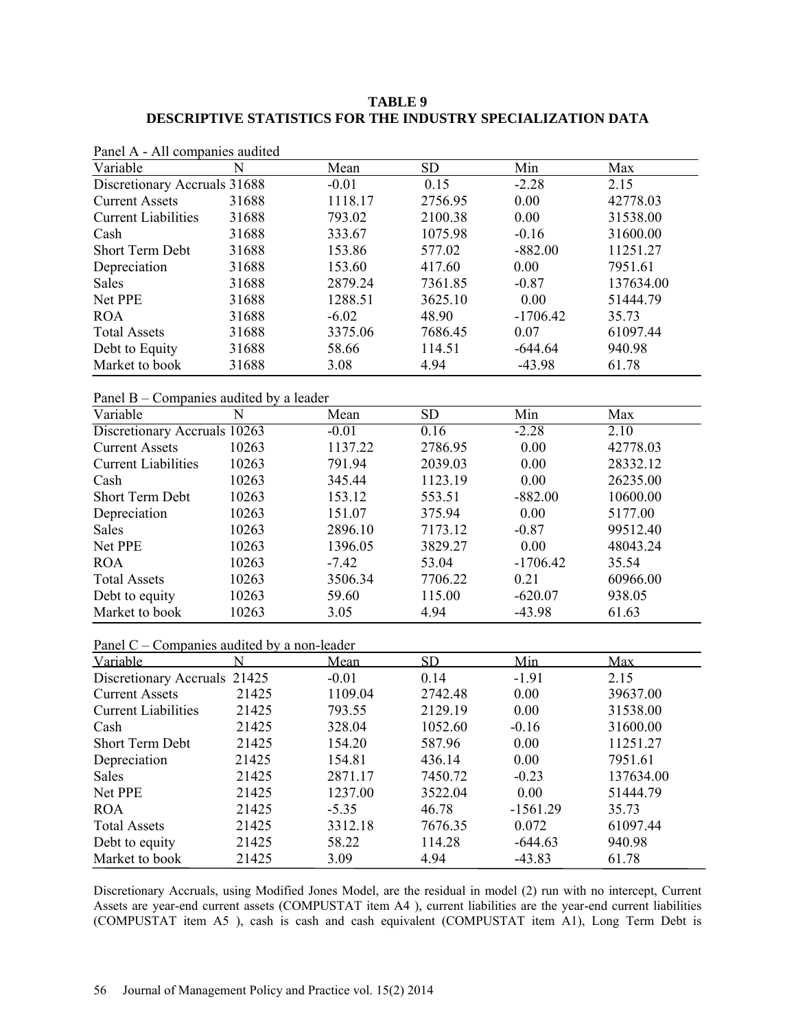**TABLE 9**
**DESCRIPTIVE STATISTICS FOR THE INDUSTRY SPECIALIZATION DATA**

Panel A - All companies audited

| Variable | N | Mean | SD | Min | Max |
|---|---|---|---|---|---|
| Discretionary Accruals | 31688 | -0.01 | 0.15 | -2.28 | 2.15 |
| Current Assets | 31688 | 1118.17 | 2756.95 | 0.00 | 42778.03 |
| Current Liabilities | 31688 | 793.02 | 2100.38 | 0.00 | 31538.00 |
| Cash | 31688 | 333.67 | 1075.98 | -0.16 | 31600.00 |
| Short Term Debt | 31688 | 153.86 | 577.02 | -882.00 | 11251.27 |
| Depreciation | 31688 | 153.60 | 417.60 | 0.00 | 7951.61 |
| Sales | 31688 | 2879.24 | 7361.85 | -0.87 | 137634.00 |
| Net PPE | 31688 | 1288.51 | 3625.10 | 0.00 | 51444.79 |
| ROA | 31688 | -6.02 | 48.90 | -1706.42 | 35.73 |
| Total Assets | 31688 | 3375.06 | 7686.45 | 0.07 | 61097.44 |
| Debt to Equity | 31688 | 58.66 | 114.51 | -644.64 | 940.98 |
| Market to book | 31688 | 3.08 | 4.94 | -43.98 | 61.78 |

Panel B – Companies audited by a leader

| Variable | N | Mean | SD | Min | Max |
|---|---|---|---|---|---|
| Discretionary Accruals | 10263 | -0.01 | 0.16 | -2.28 | 2.10 |
| Current Assets | 10263 | 1137.22 | 2786.95 | 0.00 | 42778.03 |
| Current Liabilities | 10263 | 791.94 | 2039.03 | 0.00 | 28332.12 |
| Cash | 10263 | 345.44 | 1123.19 | 0.00 | 26235.00 |
| Short Term Debt | 10263 | 153.12 | 553.51 | -882.00 | 10600.00 |
| Depreciation | 10263 | 151.07 | 375.94 | 0.00 | 5177.00 |
| Sales | 10263 | 2896.10 | 7173.12 | -0.87 | 99512.40 |
| Net PPE | 10263 | 1396.05 | 3829.27 | 0.00 | 48043.24 |
| ROA | 10263 | -7.42 | 53.04 | -1706.42 | 35.54 |
| Total Assets | 10263 | 3506.34 | 7706.22 | 0.21 | 60966.00 |
| Debt to equity | 10263 | 59.60 | 115.00 | -620.07 | 938.05 |
| Market to book | 10263 | 3.05 | 4.94 | -43.98 | 61.63 |

Panel C – Companies audited by a non-leader

| Variable | N | Mean | SD | Min | Max |
|---|---|---|---|---|---|
| Discretionary Accruals | 21425 | -0.01 | 0.14 | -1.91 | 2.15 |
| Current Assets | 21425 | 1109.04 | 2742.48 | 0.00 | 39637.00 |
| Current Liabilities | 21425 | 793.55 | 2129.19 | 0.00 | 31538.00 |
| Cash | 21425 | 328.04 | 1052.60 | -0.16 | 31600.00 |
| Short Term Debt | 21425 | 154.20 | 587.96 | 0.00 | 11251.27 |
| Depreciation | 21425 | 154.81 | 436.14 | 0.00 | 7951.61 |
| Sales | 21425 | 2871.17 | 7450.72 | -0.23 | 137634.00 |
| Net PPE | 21425 | 1237.00 | 3522.04 | 0.00 | 51444.79 |
| ROA | 21425 | -5.35 | 46.78 | -1561.29 | 35.73 |
| Total Assets | 21425 | 3312.18 | 7676.35 | 0.072 | 61097.44 |
| Debt to equity | 21425 | 58.22 | 114.28 | -644.63 | 940.98 |
| Market to book | 21425 | 3.09 | 4.94 | -43.83 | 61.78 |

Discretionary Accruals, using Modified Jones Model, are the residual in model (2) run with no intercept, Current Assets are year-end current assets (COMPUSTAT item A4 ), current liabilities are the year-end current liabilities (COMPUSTAT item A5 ), cash is cash and cash equivalent (COMPUSTAT item A1), Long Term Debt is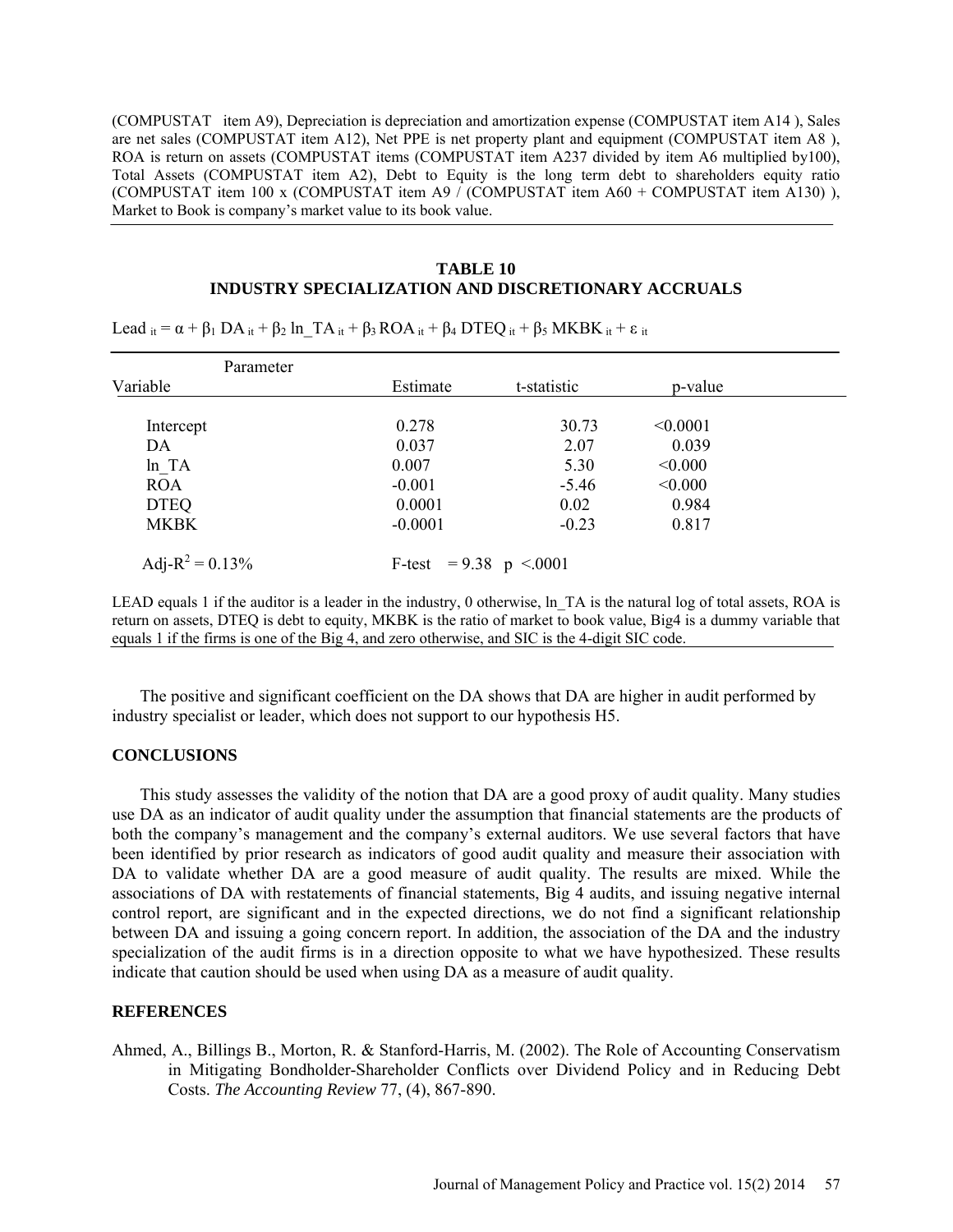(COMPUSTAT item A9), Depreciation is depreciation and amortization expense (COMPUSTAT item A14 ), Sales are net sales (COMPUSTAT item A12), Net PPE is net property plant and equipment (COMPUSTAT item A8 ), ROA is return on assets (COMPUSTAT items (COMPUSTAT item A237 divided by item A6 multiplied by100), Total Assets (COMPUSTAT item A2), Debt to Equity is the long term debt to shareholders equity ratio (COMPUSTAT item 100 x (COMPUSTAT item A9 / (COMPUSTAT item A60 + COMPUSTAT item A130) ), Market to Book is company's market value to its book value.

**TABLE 10**
**INDUSTRY SPECIALIZATION AND DISCRETIONARY ACCRUALS**

$$Lead_{it} = \alpha + \beta_1 DA_{it} + \beta_2 ln\_TA_{it} + \beta_3 ROA_{it} + \beta_4 DTEQ_{it} + \beta_5 MKBK_{it} + \varepsilon_{it}$$

| Variable | Parameter Estimate | t-statistic | p-value |
|---|---|---|---|
| Intercept | 0.278 | 30.73 | <0.0001 |
| DA | 0.037 | 2.07 | 0.039 |
| ln_TA | 0.007 | 5.30 | <0.000 |
| ROA | -0.001 | -5.46 | <0.000 |
| DTEQ | 0.0001 | 0.02 | 0.984 |
| MKBK | -0.0001 | -0.23 | 0.817 |
| Adj-$R^2$ = 0.13% | F-test = 9.38 p <.0001 | | |

LEAD equals 1 if the auditor is a leader in the industry, 0 otherwise, ln_TA is the natural log of total assets, ROA is return on assets, DTEQ is debt to equity, MKBK is the ratio of market to book value, Big4 is a dummy variable that equals 1 if the firms is one of the Big 4, and zero otherwise, and SIC is the 4-digit SIC code.

The positive and significant coefficient on the DA shows that DA are higher in audit performed by industry specialist or leader, which does not support to our hypothesis H5.

## CONCLUSIONS

This study assesses the validity of the notion that DA are a good proxy of audit quality. Many studies use DA as an indicator of audit quality under the assumption that financial statements are the products of both the company's management and the company's external auditors. We use several factors that have been identified by prior research as indicators of good audit quality and measure their association with DA to validate whether DA are a good measure of audit quality. The results are mixed. While the associations of DA with restatements of financial statements, Big 4 audits, and issuing negative internal control report, are significant and in the expected directions, we do not find a significant relationship between DA and issuing a going concern report. In addition, the association of the DA and the industry specialization of the audit firms is in a direction opposite to what we have hypothesized. These results indicate that caution should be used when using DA as a measure of audit quality.

## REFERENCES

Ahmed, A., Billings B., Morton, R. & Stanford-Harris, M. (2002). The Role of Accounting Conservatism in Mitigating Bondholder-Shareholder Conflicts over Dividend Policy and in Reducing Debt Costs. *The Accounting Review* 77, (4), 867-890.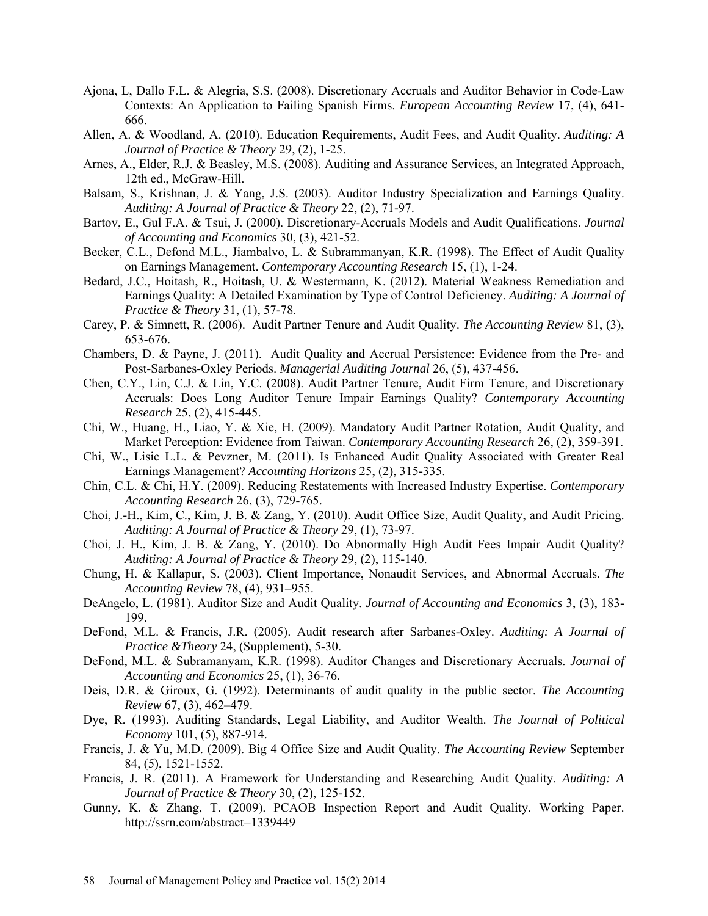Ajona, L, Dallo F.L. & Alegria, S.S. (2008). Discretionary Accruals and Auditor Behavior in Code-Law Contexts: An Application to Failing Spanish Firms. *European Accounting Review* 17, (4), 641-666.

Allen, A. & Woodland, A. (2010). Education Requirements, Audit Fees, and Audit Quality. *Auditing: A Journal of Practice & Theory* 29, (2), 1-25.

Arnes, A., Elder, R.J. & Beasley, M.S. (2008). Auditing and Assurance Services, an Integrated Approach, 12th ed., McGraw-Hill.

Balsam, S., Krishnan, J. & Yang, J.S. (2003). Auditor Industry Specialization and Earnings Quality. *Auditing: A Journal of Practice & Theory* 22, (2), 71-97.

Bartov, E., Gul F.A. & Tsui, J. (2000). Discretionary-Accruals Models and Audit Qualifications. *Journal of Accounting and Economics* 30, (3), 421-52.

Becker, C.L., Defond M.L., Jiambalvo, L. & Subrammanyan, K.R. (1998). The Effect of Audit Quality on Earnings Management. *Contemporary Accounting Research* 15, (1), 1-24.

Bedard, J.C., Hoitash, R., Hoitash, U. & Westermann, K. (2012). Material Weakness Remediation and Earnings Quality: A Detailed Examination by Type of Control Deficiency. *Auditing: A Journal of Practice & Theory* 31, (1), 57-78.

Carey, P. & Simnett, R. (2006). Audit Partner Tenure and Audit Quality. *The Accounting Review* 81, (3), 653-676.

Chambers, D. & Payne, J. (2011). Audit Quality and Accrual Persistence: Evidence from the Pre- and Post-Sarbanes-Oxley Periods. *Managerial Auditing Journal* 26, (5), 437-456.

Chen, C.Y., Lin, C.J. & Lin, Y.C. (2008). Audit Partner Tenure, Audit Firm Tenure, and Discretionary Accruals: Does Long Auditor Tenure Impair Earnings Quality? *Contemporary Accounting Research* 25, (2), 415-445.

Chi, W., Huang, H., Liao, Y. & Xie, H. (2009). Mandatory Audit Partner Rotation, Audit Quality, and Market Perception: Evidence from Taiwan. *Contemporary Accounting Research* 26, (2), 359-391.

Chi, W., Lisic L.L. & Pevzner, M. (2011). Is Enhanced Audit Quality Associated with Greater Real Earnings Management? *Accounting Horizons* 25, (2), 315-335.

Chin, C.L. & Chi, H.Y. (2009). Reducing Restatements with Increased Industry Expertise. *Contemporary Accounting Research* 26, (3), 729-765.

Choi, J.-H., Kim, C., Kim, J. B. & Zang, Y. (2010). Audit Office Size, Audit Quality, and Audit Pricing. *Auditing: A Journal of Practice & Theory* 29, (1), 73-97.

Choi, J. H., Kim, J. B. & Zang, Y. (2010). Do Abnormally High Audit Fees Impair Audit Quality? *Auditing: A Journal of Practice & Theory* 29, (2), 115-140.

Chung, H. & Kallapur, S. (2003). Client Importance, Nonaudit Services, and Abnormal Accruals. *The Accounting Review* 78, (4), 931–955.

DeAngelo, L. (1981). Auditor Size and Audit Quality. *Journal of Accounting and Economics* 3, (3), 183-199.

DeFond, M.L. & Francis, J.R. (2005). Audit research after Sarbanes-Oxley. *Auditing: A Journal of Practice &Theory* 24, (Supplement), 5-30.

DeFond, M.L. & Subramanyam, K.R. (1998). Auditor Changes and Discretionary Accruals. *Journal of Accounting and Economics* 25, (1), 36-76.

Deis, D.R. & Giroux, G. (1992). Determinants of audit quality in the public sector. *The Accounting Review* 67, (3), 462–479.

Dye, R. (1993). Auditing Standards, Legal Liability, and Auditor Wealth. *The Journal of Political Economy* 101, (5), 887-914.

Francis, J. & Yu, M.D. (2009). Big 4 Office Size and Audit Quality. *The Accounting Review* September 84, (5), 1521-1552.

Francis, J. R. (2011). A Framework for Understanding and Researching Audit Quality. *Auditing: A Journal of Practice & Theory* 30, (2), 125-152.

Gunny, K. & Zhang, T. (2009). PCAOB Inspection Report and Audit Quality. Working Paper. http://ssrn.com/abstract=1339449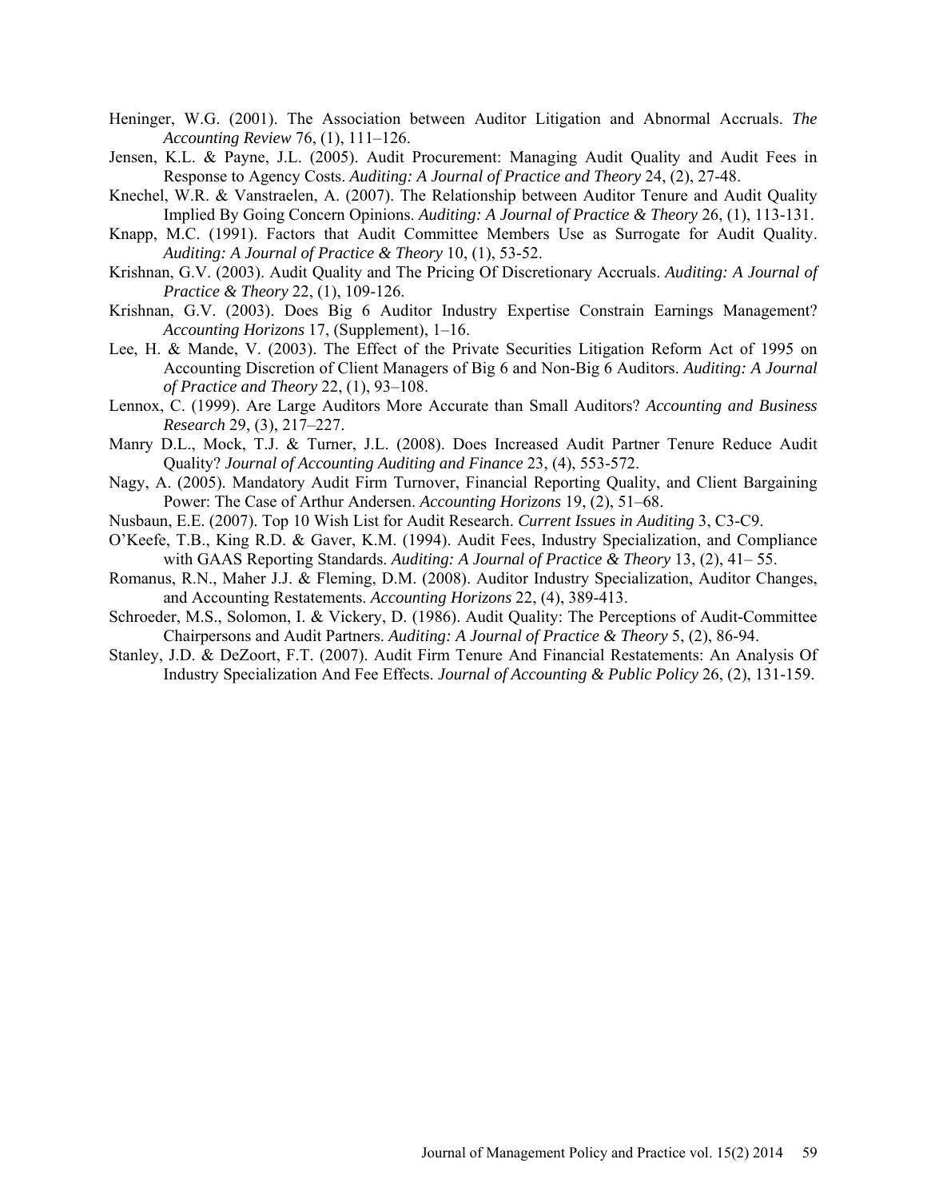Heninger, W.G. (2001). The Association between Auditor Litigation and Abnormal Accruals. *The Accounting Review* 76, (1), 111–126.

Jensen, K.L. & Payne, J.L. (2005). Audit Procurement: Managing Audit Quality and Audit Fees in Response to Agency Costs. *Auditing: A Journal of Practice and Theory* 24, (2), 27-48.

Knechel, W.R. & Vanstraelen, A. (2007). The Relationship between Auditor Tenure and Audit Quality Implied By Going Concern Opinions. *Auditing: A Journal of Practice & Theory* 26, (1), 113-131.

Knapp, M.C. (1991). Factors that Audit Committee Members Use as Surrogate for Audit Quality. *Auditing: A Journal of Practice & Theory* 10, (1), 53-52.

Krishnan, G.V. (2003). Audit Quality and The Pricing Of Discretionary Accruals. *Auditing: A Journal of Practice & Theory* 22, (1), 109-126.

Krishnan, G.V. (2003). Does Big 6 Auditor Industry Expertise Constrain Earnings Management? *Accounting Horizons* 17, (Supplement), 1–16.

Lee, H. & Mande, V. (2003). The Effect of the Private Securities Litigation Reform Act of 1995 on Accounting Discretion of Client Managers of Big 6 and Non-Big 6 Auditors. *Auditing: A Journal of Practice and Theory* 22, (1), 93–108.

Lennox, C. (1999). Are Large Auditors More Accurate than Small Auditors? *Accounting and Business Research* 29, (3), 217–227.

Manry D.L., Mock, T.J. & Turner, J.L. (2008). Does Increased Audit Partner Tenure Reduce Audit Quality? *Journal of Accounting Auditing and Finance* 23, (4), 553-572.

Nagy, A. (2005). Mandatory Audit Firm Turnover, Financial Reporting Quality, and Client Bargaining Power: The Case of Arthur Andersen. *Accounting Horizons* 19, (2), 51–68.

Nusbaun, E.E. (2007). Top 10 Wish List for Audit Research. *Current Issues in Auditing* 3, C3-C9.

O'Keefe, T.B., King R.D. & Gaver, K.M. (1994). Audit Fees, Industry Specialization, and Compliance with GAAS Reporting Standards. *Auditing: A Journal of Practice & Theory* 13, (2), 41– 55.

Romanus, R.N., Maher J.J. & Fleming, D.M. (2008). Auditor Industry Specialization, Auditor Changes, and Accounting Restatements. *Accounting Horizons* 22, (4), 389-413.

Schroeder, M.S., Solomon, I. & Vickery, D. (1986). Audit Quality: The Perceptions of Audit-Committee Chairpersons and Audit Partners. *Auditing: A Journal of Practice & Theory* 5, (2), 86-94.

Stanley, J.D. & DeZoort, F.T. (2007). Audit Firm Tenure And Financial Restatements: An Analysis Of Industry Specialization And Fee Effects. *Journal of Accounting & Public Policy* 26, (2), 131-159.